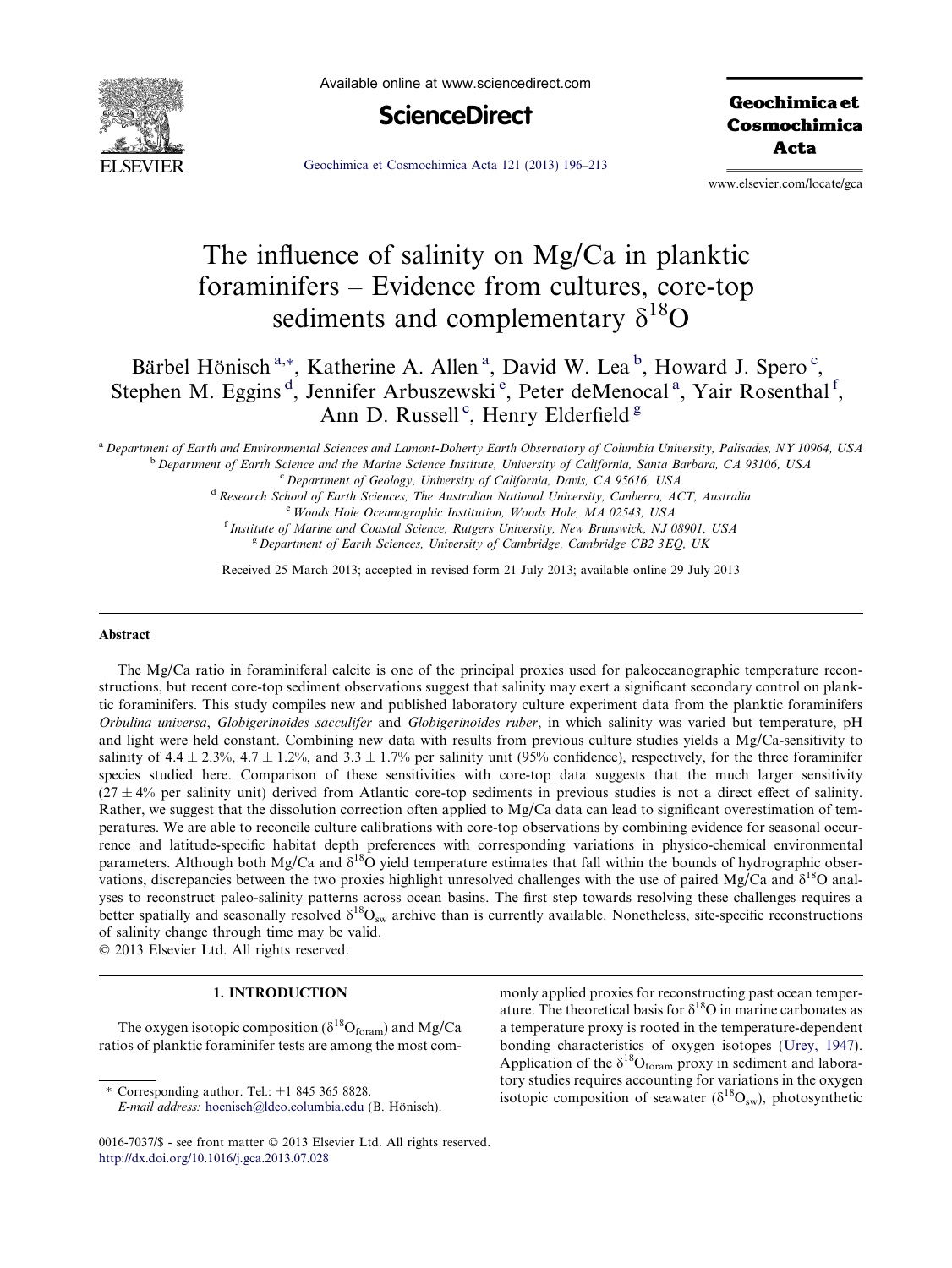# The influence of salinity on Mg/Ca in planktic foraminifers – Evidence from cultures, core-top sediments and complementary $\delta^{18}O$

Bärbel Hönisch [a,*], Katherine A. Allen [a], David W. Lea [b], Howard J. Spero [c], Stephen M. Eggins [d], Jennifer Arbuszewski [e], Peter deMenocal [a], Yair Rosenthal [f], Ann D. Russell [c], Henry Elderfield [g]

[a] Department of Earth and Environmental Sciences and Lamont-Doherty Earth Observatory of Columbia University, Palisades, NY 10964, USA
[b] Department of Earth Science and the Marine Science Institute, University of California, Santa Barbara, CA 93106, USA
[c] Department of Geology, University of California, Davis, CA 95616, USA
[d] Research School of Earth Sciences, The Australian National University, Canberra, ACT, Australia
[e] Woods Hole Oceanographic Institution, Woods Hole, MA 02543, USA
[f] Institute of Marine and Coastal Science, Rutgers University, New Brunswick, NJ 08901, USA
[g] Department of Earth Sciences, University of Cambridge, Cambridge CB2 3EQ, UK

Received 25 March 2013; accepted in revised form 21 July 2013; available online 29 July 2013

## Abstract

The Mg/Ca ratio in foraminiferal calcite is one of the principal proxies used for paleoceanographic temperature reconstructions, but recent core-top sediment observations suggest that salinity may exert a significant secondary control on planktic foraminifers. This study compiles new and published laboratory culture experiment data from the planktic foraminifers *Orbulina universa*, *Globigerinoides sacculifer* and *Globigerinoides ruber*, in which salinity was varied but temperature, pH and light were held constant. Combining new data with results from previous culture studies yields a Mg/Ca-sensitivity to salinity of $4.4 \pm 2.3\%$, $4.7 \pm 1.2\%$, and $3.3 \pm 1.7\%$ per salinity unit (95% confidence), respectively, for the three foraminifer species studied here. Comparison of these sensitivities with core-top data suggests that the much larger sensitivity ($27 \pm 4\%$ per salinity unit) derived from Atlantic core-top sediments in previous studies is not a direct effect of salinity. Rather, we suggest that the dissolution correction often applied to Mg/Ca data can lead to significant overestimation of temperatures. We are able to reconcile culture calibrations with core-top observations by combining evidence for seasonal occurrence and latitude-specific habitat depth preferences with corresponding variations in physico-chemical environmental parameters. Although both Mg/Ca and $\delta^{18}O$ yield temperature estimates that fall within the bounds of hydrographic observations, discrepancies between the two proxies highlight unresolved challenges with the use of paired Mg/Ca and $\delta^{18}O$ analyses to reconstruct paleo-salinity patterns across ocean basins. The first step towards resolving these challenges requires a better spatially and seasonally resolved $\delta^{18}O_{sw}$ archive than is currently available. Nonetheless, site-specific reconstructions of salinity change through time may be valid.

© 2013 Elsevier Ltd. All rights reserved.

## 1. INTRODUCTION

The oxygen isotopic composition ($\delta^{18}O_{foram}$) and Mg/Ca ratios of planktic foraminifer tests are among the most commonly applied proxies for reconstructing past ocean temperature. The theoretical basis for $\delta^{18}O$ in marine carbonates as a temperature proxy is rooted in the temperature-dependent bonding characteristics of oxygen isotopes (Urey, 1947). Application of the $\delta^{18}O_{foram}$ proxy in sediment and laboratory studies requires accounting for variations in the oxygen isotopic composition of seawater ($\delta^{18}O_{sw}$), photosynthetic

\* Corresponding author. Tel.: +1 845 365 8828.
E-mail address: hoenisch@ldeo.columbia.edu (B. Hönisch).

0016-7037/$ - see front matter © 2013 Elsevier Ltd. All rights reserved.
http://dx.doi.org/10.1016/j.gca.2013.07.028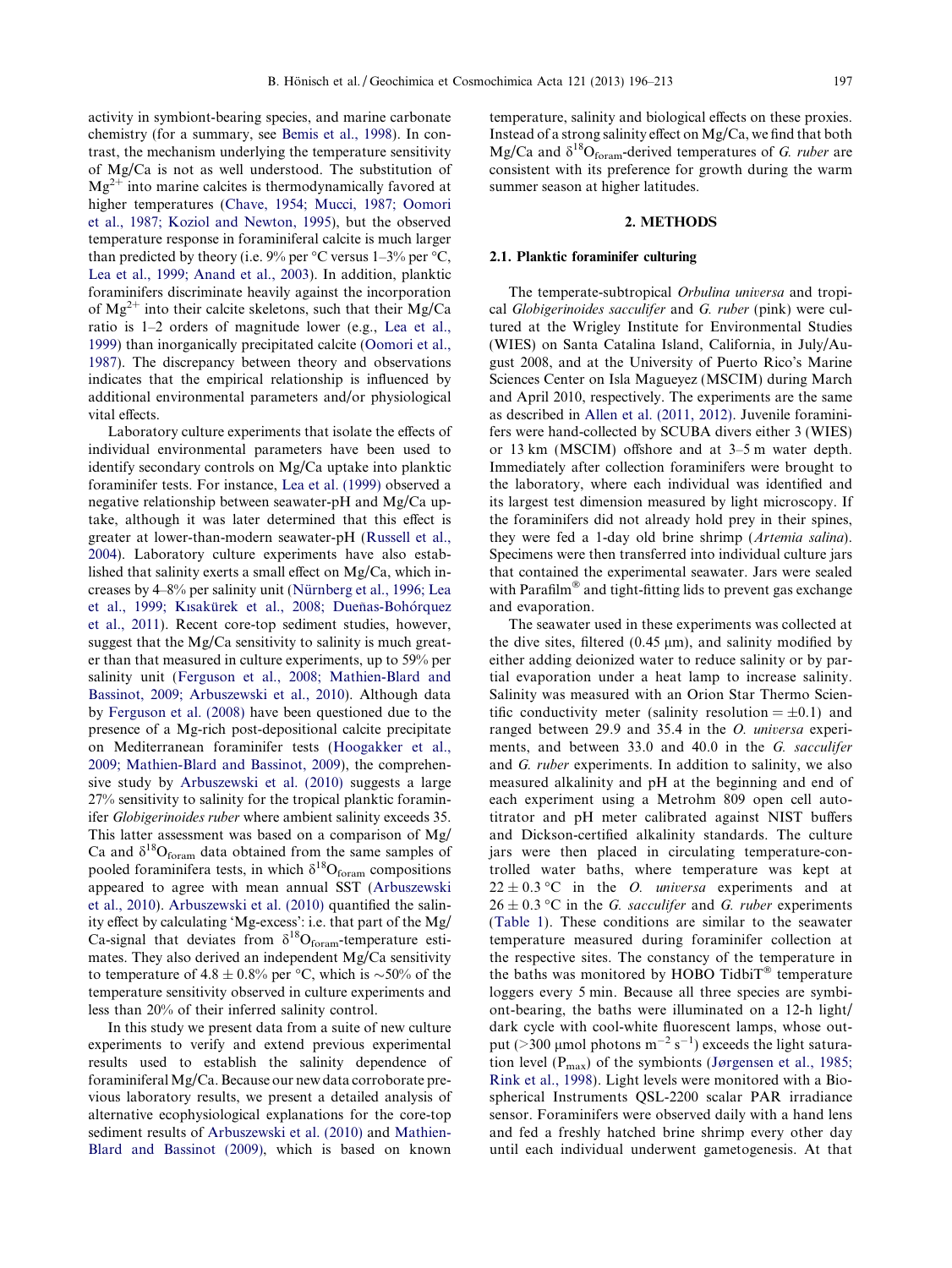activity in symbiont-bearing species, and marine carbonate chemistry (for a summary, see Bemis et al., 1998). In contrast, the mechanism underlying the temperature sensitivity of Mg/Ca is not as well understood. The substitution of $Mg^{2+}$ into marine calcites is thermodynamically favored at higher temperatures (Chave, 1954; Mucci, 1987; Oomori et al., 1987; Koziol and Newton, 1995), but the observed temperature response in foraminiferal calcite is much larger than predicted by theory (i.e. 9% per °C versus 1–3% per °C, Lea et al., 1999; Anand et al., 2003). In addition, planktic foraminifers discriminate heavily against the incorporation of $Mg^{2+}$ into their calcite skeletons, such that their Mg/Ca ratio is 1–2 orders of magnitude lower (e.g., Lea et al., 1999) than inorganically precipitated calcite (Oomori et al., 1987). The discrepancy between theory and observations indicates that the empirical relationship is influenced by additional environmental parameters and/or physiological vital effects.

Laboratory culture experiments that isolate the effects of individual environmental parameters have been used to identify secondary controls on Mg/Ca uptake into planktic foraminifer tests. For instance, Lea et al. (1999) observed a negative relationship between seawater-pH and Mg/Ca uptake, although it was later determined that this effect is greater at lower-than-modern seawater-pH (Russell et al., 2004). Laboratory culture experiments have also established that salinity exerts a small effect on Mg/Ca, which increases by 4–8% per salinity unit (Nürnberg et al., 1996; Lea et al., 1999; Kısakürek et al., 2008; Dueñas-Bohórquez et al., 2011). Recent core-top sediment studies, however, suggest that the Mg/Ca sensitivity to salinity is much greater than that measured in culture experiments, up to 59% per salinity unit (Ferguson et al., 2008; Mathien-Blard and Bassinot, 2009; Arbuszewski et al., 2010). Although data by Ferguson et al. (2008) have been questioned due to the presence of a Mg-rich post-depositional calcite precipitate on Mediterranean foraminifer tests (Hoogakker et al., 2009; Mathien-Blard and Bassinot, 2009), the comprehensive study by Arbuszewski et al. (2010) suggests a large 27% sensitivity to salinity for the tropical planktic foraminifer *Globigerinoides ruber* where ambient salinity exceeds 35. This latter assessment was based on a comparison of Mg/Ca and $\delta^{18}O_{foram}$ data obtained from the same samples of pooled foraminifera tests, in which $\delta^{18}O_{foram}$ compositions appeared to agree with mean annual SST (Arbuszewski et al., 2010). Arbuszewski et al. (2010) quantified the salinity effect by calculating 'Mg-excess': i.e. that part of the Mg/Ca-signal that deviates from $\delta^{18}O_{foram}$-temperature estimates. They also derived an independent Mg/Ca sensitivity to temperature of 4.8 ± 0.8% per °C, which is ~50% of the temperature sensitivity observed in culture experiments and less than 20% of their inferred salinity control.

In this study we present data from a suite of new culture experiments to verify and extend previous experimental results used to establish the salinity dependence of foraminiferal Mg/Ca. Because our new data corroborate previous laboratory results, we present a detailed analysis of alternative ecophysiological explanations for the core-top sediment results of Arbuszewski et al. (2010) and Mathien-Blard and Bassinot (2009), which is based on known temperature, salinity and biological effects on these proxies. Instead of a strong salinity effect on Mg/Ca, we find that both Mg/Ca and $\delta^{18}O_{foram}$-derived temperatures of *G. ruber* are consistent with its preference for growth during the warm summer season at higher latitudes.

## 2. METHODS

### 2.1. Planktic foraminifer culturing

The temperate-subtropical *Orbulina universa* and tropical *Globigerinoides sacculifer* and *G. ruber* (pink) were cultured at the Wrigley Institute for Environmental Studies (WIES) on Santa Catalina Island, California, in July/August 2008, and at the University of Puerto Rico's Marine Sciences Center on Isla Magueyez (MSCIM) during March and April 2010, respectively. The experiments are the same as described in Allen et al. (2011, 2012). Juvenile foraminifers were hand-collected by SCUBA divers either 3 (WIES) or 13 km (MSCIM) offshore and at 3–5 m water depth. Immediately after collection foraminifers were brought to the laboratory, where each individual was identified and its largest test dimension measured by light microscopy. If the foraminifers did not already hold prey in their spines, they were fed a 1-day old brine shrimp (*Artemia salina*). Specimens were then transferred into individual culture jars that contained the experimental seawater. Jars were sealed with Parafilm® and tight-fitting lids to prevent gas exchange and evaporation.

The seawater used in these experiments was collected at the dive sites, filtered (0.45 μm), and salinity modified by either adding deionized water to reduce salinity or by partial evaporation under a heat lamp to increase salinity. Salinity was measured with an Orion Star Thermo Scientific conductivity meter (salinity resolution = ±0.1) and ranged between 29.9 and 35.4 in the *O. universa* experiments, and between 33.0 and 40.0 in the *G. sacculifer* and *G. ruber* experiments. In addition to salinity, we also measured alkalinity and pH at the beginning and end of each experiment using a Metrohm 809 open cell autotitrator and pH meter calibrated against NIST buffers and Dickson-certified alkalinity standards. The culture jars were then placed in circulating temperature-controlled water baths, where temperature was kept at 22 ± 0.3 °C in the *O. universa* experiments and at 26 ± 0.3 °C in the *G. sacculifer* and *G. ruber* experiments (Table 1). These conditions are similar to the seawater temperature measured during foraminifer collection at the respective sites. The constancy of the temperature in the baths was monitored by HOBO TidbiT® temperature loggers every 5 min. Because all three species are symbiont-bearing, the baths were illuminated on a 12-h light/dark cycle with cool-white fluorescent lamps, whose output (>300 μmol photons $m^{-2}$ $s^{-1}$) exceeds the light saturation level ($P_{max}$) of the symbionts (Jørgensen et al., 1985; Rink et al., 1998). Light levels were monitored with a Biospherical Instruments QSL-2200 scalar PAR irradiance sensor. Foraminifers were observed daily with a hand lens and fed a freshly hatched brine shrimp every other day until each individual underwent gametogenesis. At that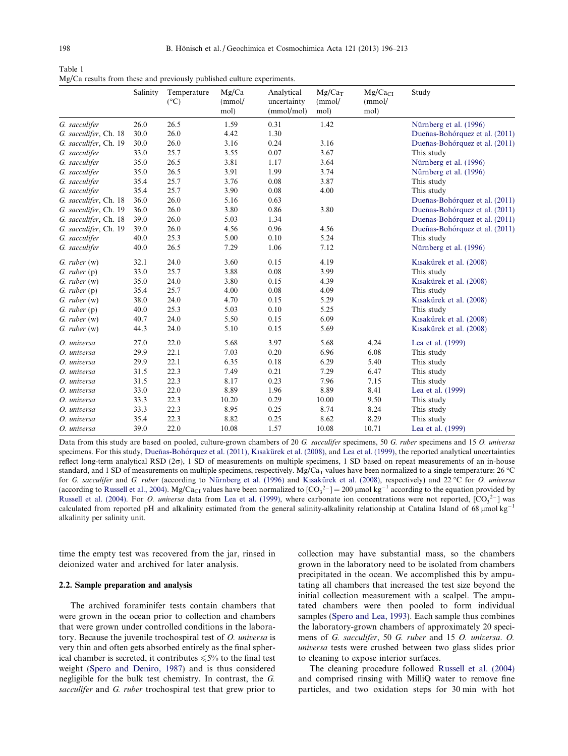Table 1
Mg/Ca results from these and previously published culture experiments.

| | Salinity | Temperature (°C) | Mg/Ca (mmol/mol) | Analytical uncertainty (mmol/mol) | $Mg/Ca_T$ (mmol/mol) | $Mg/Ca_{CI}$ (mmol/mol) | Study |
|---|---|---|---|---|---|---|---|
| *G. sacculifer* | 26.0 | 26.5 | 1.59 | 0.31 | 1.42 | | Nürnberg et al. (1996) |
| *G. sacculifer*, Ch. 18 | 30.0 | 26.0 | 4.42 | 1.30 | | | Dueñas-Bohórquez et al. (2011) |
| *G. sacculifer*, Ch. 19 | 30.0 | 26.0 | 3.16 | 0.24 | 3.16 | | Dueñas-Bohórquez et al. (2011) |
| *G. sacculifer* | 33.0 | 25.7 | 3.55 | 0.07 | 3.67 | | This study |
| *G. sacculifer* | 35.0 | 26.5 | 3.81 | 1.17 | 3.64 | | Nürnberg et al. (1996) |
| *G. sacculifer* | 35.0 | 26.5 | 3.91 | 1.99 | 3.74 | | Nürnberg et al. (1996) |
| *G. sacculifer* | 35.4 | 25.7 | 3.76 | 0.08 | 3.87 | | This study |
| *G. sacculifer* | 35.4 | 25.7 | 3.90 | 0.08 | 4.00 | | This study |
| *G. sacculifer*, Ch. 18 | 36.0 | 26.0 | 5.16 | 0.63 | | | Dueñas-Bohórquez et al. (2011) |
| *G. sacculifer*, Ch. 19 | 36.0 | 26.0 | 3.80 | 0.86 | 3.80 | | Dueñas-Bohórquez et al. (2011) |
| *G. sacculifer*, Ch. 18 | 39.0 | 26.0 | 5.03 | 1.34 | | | Dueñas-Bohórquez et al. (2011) |
| *G. sacculifer*, Ch. 19 | 39.0 | 26.0 | 4.56 | 0.96 | 4.56 | | Dueñas-Bohórquez et al. (2011) |
| *G. sacculifer* | 40.0 | 25.3 | 5.00 | 0.10 | 5.24 | | This study |
| *G. sacculifer* | 40.0 | 26.5 | 7.29 | 1.06 | 7.12 | | Nürnberg et al. (1996) |
| *G. ruber* (w) | 32.1 | 24.0 | 3.60 | 0.15 | 4.19 | | Kısakürek et al. (2008) |
| *G. ruber* (p) | 33.0 | 25.7 | 3.88 | 0.08 | 3.99 | | This study |
| *G. ruber* (w) | 35.0 | 24.0 | 3.80 | 0.15 | 4.39 | | Kısakürek et al. (2008) |
| *G. ruber* (p) | 35.4 | 25.7 | 4.00 | 0.08 | 4.09 | | This study |
| *G. ruber* (w) | 38.0 | 24.0 | 4.70 | 0.15 | 5.29 | | Kısakürek et al. (2008) |
| *G. ruber* (p) | 40.0 | 25.3 | 5.03 | 0.10 | 5.25 | | This study |
| *G. ruber* (w) | 40.7 | 24.0 | 5.50 | 0.15 | 6.09 | | Kısakürek et al. (2008) |
| *G. ruber* (w) | 44.3 | 24.0 | 5.10 | 0.15 | 5.69 | | Kısakürek et al. (2008) |
| *O. universa* | 27.0 | 22.0 | 5.68 | 3.97 | 5.68 | 4.24 | Lea et al. (1999) |
| *O. universa* | 29.9 | 22.1 | 7.03 | 0.20 | 6.96 | 6.08 | This study |
| *O. universa* | 29.9 | 22.1 | 6.35 | 0.18 | 6.29 | 5.40 | This study |
| *O. universa* | 31.5 | 22.3 | 7.49 | 0.21 | 7.29 | 6.47 | This study |
| *O. universa* | 31.5 | 22.3 | 8.17 | 0.23 | 7.96 | 7.15 | This study |
| *O. universa* | 33.0 | 22.0 | 8.89 | 1.96 | 8.89 | 8.41 | Lea et al. (1999) |
| *O. universa* | 33.3 | 22.3 | 10.20 | 0.29 | 10.00 | 9.50 | This study |
| *O. universa* | 33.3 | 22.3 | 8.95 | 0.25 | 8.74 | 8.24 | This study |
| *O. universa* | 35.4 | 22.3 | 8.82 | 0.25 | 8.62 | 8.29 | This study |
| *O. universa* | 39.0 | 22.0 | 10.08 | 1.57 | 10.08 | 10.71 | Lea et al. (1999) |

Data from this study are based on pooled, culture-grown chambers of 20 *G. sacculifer* specimens, 50 *G. ruber* specimens and 15 *O. universa* specimens. For this study, Dueñas-Bohórquez et al. (2011), Kısakürek et al. (2008), and Lea et al. (1999), the reported analytical uncertainties reflect long-term analytical RSD (2σ), 1 SD of measurements on multiple specimens, 1 SD based on repeat measurements of an in-house standard, and 1 SD of measurements on multiple specimens, respectively. $Mg/Ca_T$ values have been normalized to a single temperature: 26 °C for *G. sacculifer* and *G. ruber* (according to Nürnberg et al. (1996) and Kısakürek et al. (2008), respectively) and 22 °C for *O. universa* (according to Russell et al., 2004). $Mg/Ca_{CI}$ values have been normalized to $[CO_3^{2-}] = 200$ μmol kg$^{-1}$ according to the equation provided by Russell et al. (2004). For *O. universa* data from Lea et al. (1999), where carbonate ion concentrations were not reported, $[CO_3^{2-}]$ was calculated from reported pH and alkalinity estimated from the general salinity-alkalinity relationship at Catalina Island of 68 μmol kg$^{-1}$ alkalinity per salinity unit.

time the empty test was recovered from the jar, rinsed in deionized water and archived for later analysis.

### 2.2. Sample preparation and analysis

The archived foraminifer tests contain chambers that were grown in the ocean prior to collection and chambers that were grown under controlled conditions in the laboratory. Because the juvenile trochospiral test of *O. universa* is very thin and often gets absorbed entirely as the final spherical chamber is secreted, it contributes ≤5% to the final test weight (Spero and Deniro, 1987) and is thus considered negligible for the bulk test chemistry. In contrast, the *G. sacculifer* and *G. ruber* trochospiral test that grew prior to collection may have substantial mass, so the chambers grown in the laboratory need to be isolated from chambers precipitated in the ocean. We accomplished this by amputating all chambers that increased the test size beyond the initial collection measurement with a scalpel. The amputated chambers were then pooled to form individual samples (Spero and Lea, 1993). Each sample thus combines the laboratory-grown chambers of approximately 20 specimens of *G. sacculifer*, 50 *G. ruber* and 15 *O. universa*. *O. universa* tests were crushed between two glass slides prior to cleaning to expose interior surfaces.

The cleaning procedure followed Russell et al. (2004) and comprised rinsing with MilliQ water to remove fine particles, and two oxidation steps for 30 min with hot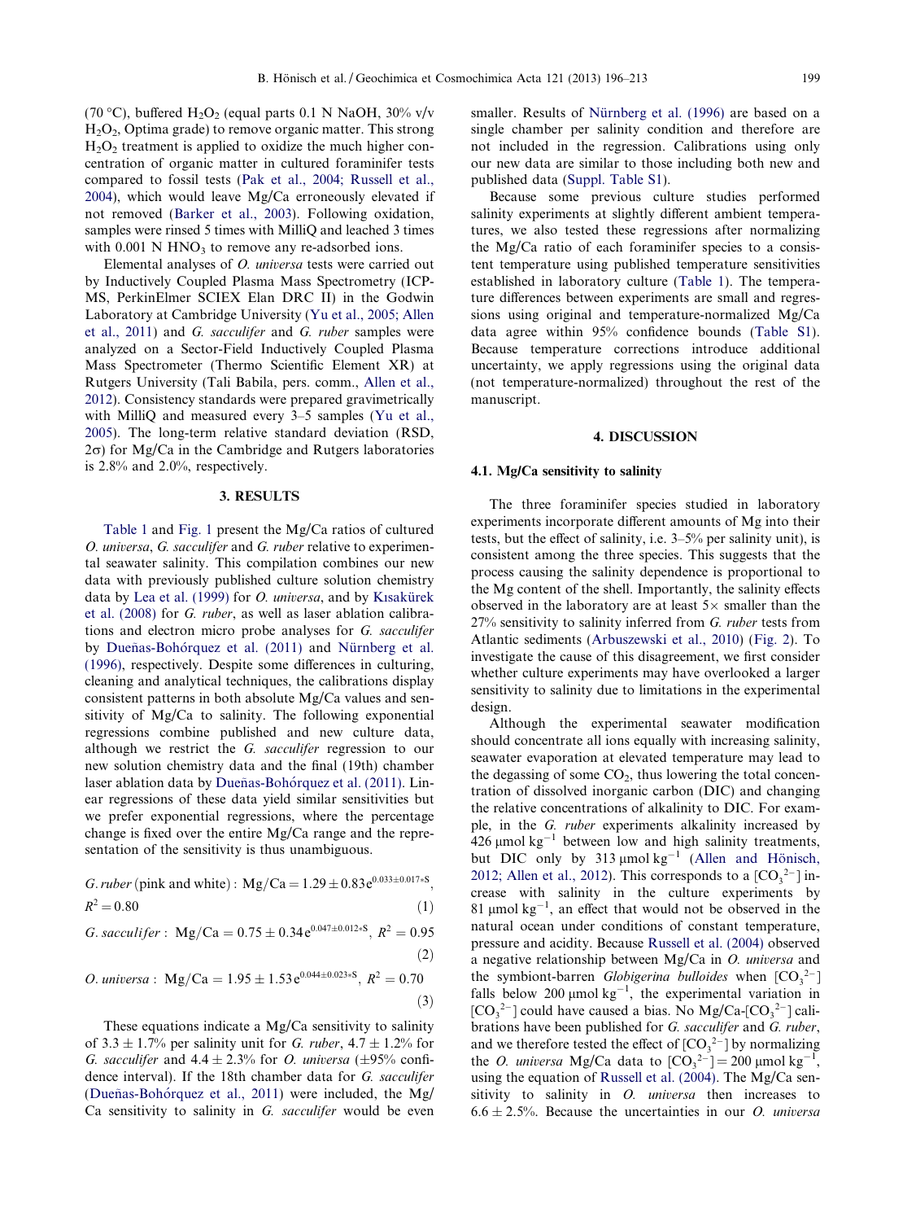(70 °C), buffered $H_2O_2$ (equal parts 0.1 N NaOH, 30% v/v $H_2O_2$, Optima grade) to remove organic matter. This strong $H_2O_2$ treatment is applied to oxidize the much higher concentration of organic matter in cultured foraminifer tests compared to fossil tests (Pak et al., 2004; Russell et al., 2004), which would leave Mg/Ca erroneously elevated if not removed (Barker et al., 2003). Following oxidation, samples were rinsed 5 times with MilliQ and leached 3 times with 0.001 N $HNO_3$ to remove any re-adsorbed ions.

Elemental analyses of *O. universa* tests were carried out by Inductively Coupled Plasma Mass Spectrometry (ICP-MS, PerkinElmer SCIEX Elan DRC II) in the Godwin Laboratory at Cambridge University (Yu et al., 2005; Allen et al., 2011) and *G. sacculifer* and *G. ruber* samples were analyzed on a Sector-Field Inductively Coupled Plasma Mass Spectrometer (Thermo Scientific Element XR) at Rutgers University (Tali Babila, pers. comm., Allen et al., 2012). Consistency standards were prepared gravimetrically with MilliQ and measured every 3–5 samples (Yu et al., 2005). The long-term relative standard deviation (RSD, $2\sigma$) for Mg/Ca in the Cambridge and Rutgers laboratories is 2.8% and 2.0%, respectively.

## 3. RESULTS

Table 1 and Fig. 1 present the Mg/Ca ratios of cultured *O. universa*, *G. sacculifer* and *G. ruber* relative to experimental seawater salinity. This compilation combines our new data with previously published culture solution chemistry data by Lea et al. (1999) for *O. universa*, and by Kısakürek et al. (2008) for *G. ruber*, as well as laser ablation calibrations and electron micro probe analyses for *G. sacculifer* by Dueñas-Bohórquez et al. (2011) and Nürnberg et al. (1996), respectively. Despite some differences in culturing, cleaning and analytical techniques, the calibrations display consistent patterns in both absolute Mg/Ca values and sensitivity of Mg/Ca to salinity. The following exponential regressions combine published and new culture data, although we restrict the *G. sacculifer* regression to our new solution chemistry data and the final (19th) chamber laser ablation data by Dueñas-Bohórquez et al. (2011). Linear regressions of these data yield similar sensitivities but we prefer exponential regressions, where the percentage change is fixed over the entire Mg/Ca range and the representation of the sensitivity is thus unambiguous.

$$G.\,ruber\ \text{(pink and white)}:\ \text{Mg/Ca} = 1.29 \pm 0.83\,e^{0.033 \pm 0.017*S},\ R^2 = 0.80 \tag{1}$$

$$G.\,sacculifer:\ \text{Mg/Ca} = 0.75 \pm 0.34\,e^{0.047 \pm 0.012*S},\ R^2 = 0.95 \tag{2}$$

$$O.\,universa:\ \text{Mg/Ca} = 1.95 \pm 1.53\,e^{0.044 \pm 0.023*S},\ R^2 = 0.70 \tag{3}$$

These equations indicate a Mg/Ca sensitivity to salinity of 3.3 ± 1.7% per salinity unit for *G. ruber*, 4.7 ± 1.2% for *G. sacculifer* and 4.4 ± 2.3% for *O. universa* (±95% confidence interval). If the 18th chamber data for *G. sacculifer* (Dueñas-Bohórquez et al., 2011) were included, the Mg/Ca sensitivity to salinity in *G. sacculifer* would be even smaller. Results of Nürnberg et al. (1996) are based on a single chamber per salinity condition and therefore are not included in the regression. Calibrations using only our new data are similar to those including both new and published data (Suppl. Table S1).

Because some previous culture studies performed salinity experiments at slightly different ambient temperatures, we also tested these regressions after normalizing the Mg/Ca ratio of each foraminifer species to a consistent temperature using published temperature sensitivities established in laboratory culture (Table 1). The temperature differences between experiments are small and regressions using original and temperature-normalized Mg/Ca data agree within 95% confidence bounds (Table S1). Because temperature corrections introduce additional uncertainty, we apply regressions using the original data (not temperature-normalized) throughout the rest of the manuscript.

## 4. DISCUSSION

### 4.1. Mg/Ca sensitivity to salinity

The three foraminifer species studied in laboratory experiments incorporate different amounts of Mg into their tests, but the effect of salinity, i.e. 3–5% per salinity unit), is consistent among the three species. This suggests that the process causing the salinity dependence is proportional to the Mg content of the shell. Importantly, the salinity effects observed in the laboratory are at least 5× smaller than the 27% sensitivity to salinity inferred from *G. ruber* tests from Atlantic sediments (Arbuszewski et al., 2010) (Fig. 2). To investigate the cause of this disagreement, we first consider whether culture experiments may have overlooked a larger sensitivity to salinity due to limitations in the experimental design.

Although the experimental seawater modification should concentrate all ions equally with increasing salinity, seawater evaporation at elevated temperature may lead to the degassing of some $CO_2$, thus lowering the total concentration of dissolved inorganic carbon (DIC) and changing the relative concentrations of alkalinity to DIC. For example, in the *G. ruber* experiments alkalinity increased by 426 μmol $kg^{-1}$ between low and high salinity treatments, but DIC only by 313 μmol $kg^{-1}$ (Allen and Hönisch, 2012; Allen et al., 2012). This corresponds to a $[CO_3^{2-}]$ increase with salinity in the culture experiments by 81 μmol $kg^{-1}$, an effect that would not be observed in the natural ocean under conditions of constant temperature, pressure and acidity. Because Russell et al. (2004) observed a negative relationship between Mg/Ca in *O. universa* and the symbiont-barren *Globigerina bulloides* when $[CO_3^{2-}]$ falls below 200 μmol $kg^{-1}$, the experimental variation in $[CO_3^{2-}]$ could have caused a bias. No Mg/Ca-$[CO_3^{2-}]$ calibrations have been published for *G. sacculifer* and *G. ruber*, and we therefore tested the effect of $[CO_3^{2-}]$ by normalizing the *O. universa* Mg/Ca data to $[CO_3^{2-}]$ = 200 μmol $kg^{-1}$, using the equation of Russell et al. (2004). The Mg/Ca sensitivity to salinity in *O. universa* then increases to 6.6 ± 2.5%. Because the uncertainties in our *O. universa*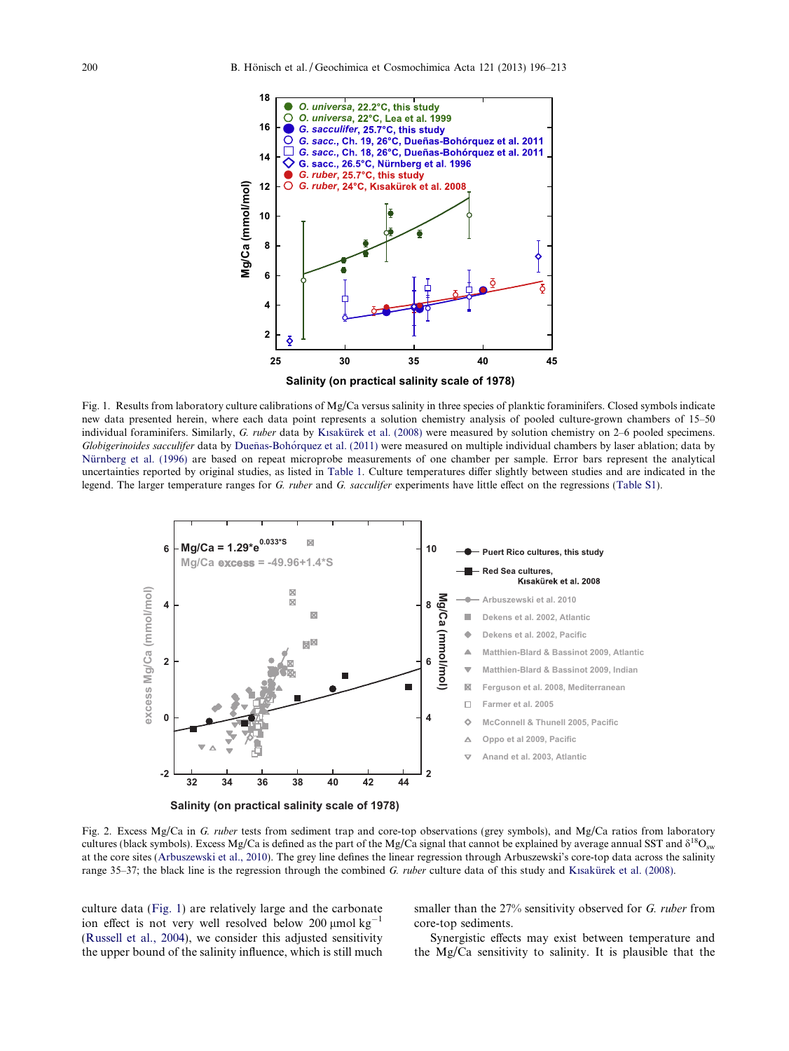Fig. 1. Results from laboratory culture calibrations of Mg/Ca versus salinity in three species of planktic foraminifers. Closed symbols indicate new data presented herein, where each data point represents a solution chemistry analysis of pooled culture-grown chambers of 15–50 individual foraminifers. Similarly, *G. ruber* data by Kısakürek et al. (2008) were measured by solution chemistry on 2–6 pooled specimens. *Globigerinoides sacculifer* data by Dueñas-Bohórquez et al. (2011) were measured on multiple individual chambers by laser ablation; data by Nürnberg et al. (1996) are based on repeat microprobe measurements of one chamber per sample. Error bars represent the analytical uncertainties reported by original studies, as listed in Table 1. Culture temperatures differ slightly between studies and are indicated in the legend. The larger temperature ranges for *G. ruber* and *G. sacculifer* experiments have little effect on the regressions (Table S1).

Fig. 2. Excess Mg/Ca in *G. ruber* tests from sediment trap and core-top observations (grey symbols), and Mg/Ca ratios from laboratory cultures (black symbols). Excess Mg/Ca is defined as the part of the Mg/Ca signal that cannot be explained by average annual SST and $\delta^{18}O_{sw}$ at the core sites (Arbuszewski et al., 2010). The grey line defines the linear regression through Arbuszewski's core-top data across the salinity range 35–37; the black line is the regression through the combined *G. ruber* culture data of this study and Kısakürek et al. (2008).

culture data (Fig. 1) are relatively large and the carbonate ion effect is not very well resolved below 200 μmol $kg^{-1}$ (Russell et al., 2004), we consider this adjusted sensitivity the upper bound of the salinity influence, which is still much smaller than the 27% sensitivity observed for *G. ruber* from core-top sediments.

Synergistic effects may exist between temperature and the Mg/Ca sensitivity to salinity. It is plausible that the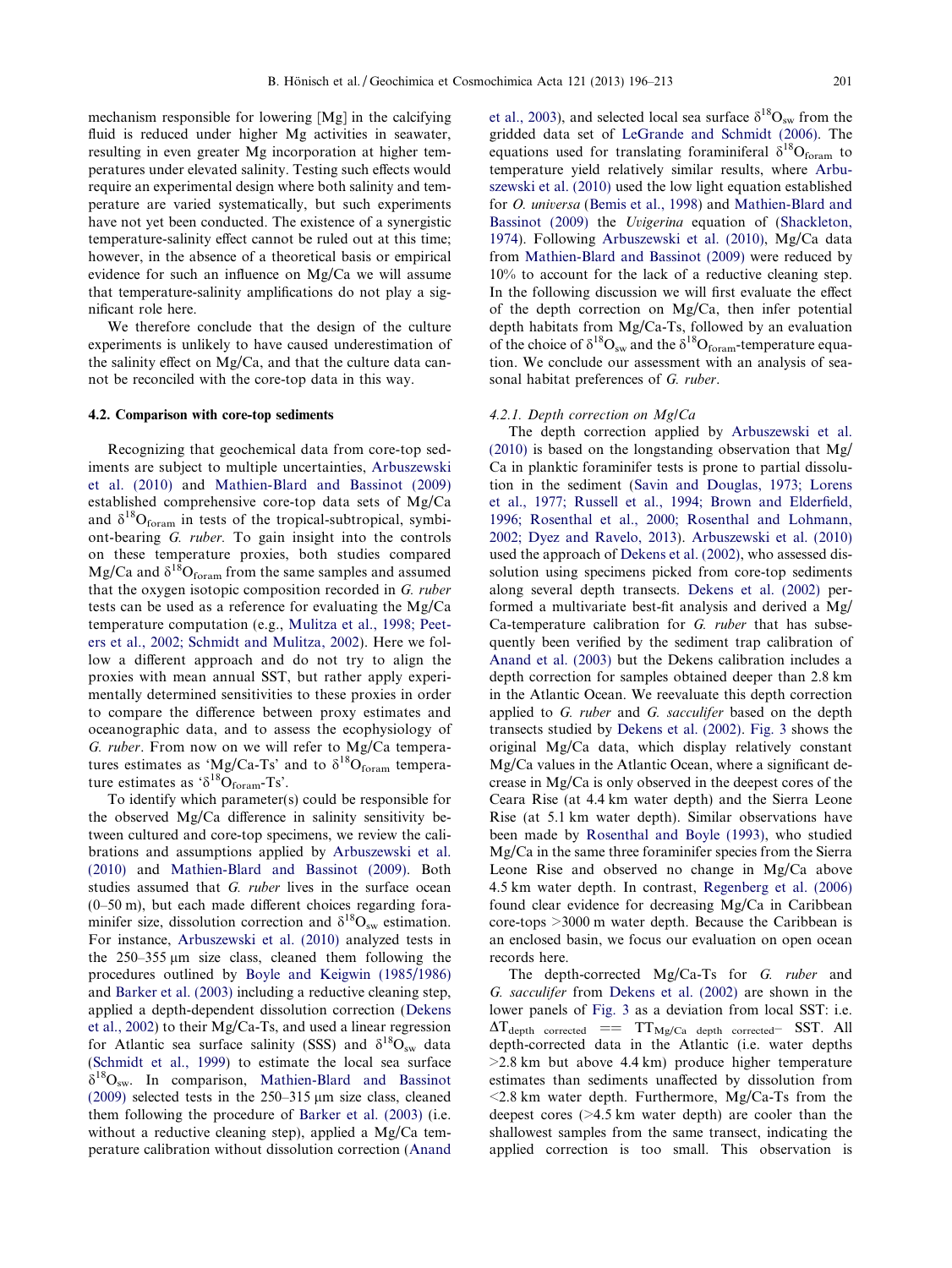mechanism responsible for lowering [Mg] in the calcifying fluid is reduced under higher Mg activities in seawater, resulting in even greater Mg incorporation at higher temperatures under elevated salinity. Testing such effects would require an experimental design where both salinity and temperature are varied systematically, but such experiments have not yet been conducted. The existence of a synergistic temperature-salinity effect cannot be ruled out at this time; however, in the absence of a theoretical basis or empirical evidence for such an influence on Mg/Ca we will assume that temperature-salinity amplifications do not play a significant role here.

We therefore conclude that the design of the culture experiments is unlikely to have caused underestimation of the salinity effect on Mg/Ca, and that the culture data cannot be reconciled with the core-top data in this way.

### 4.2. Comparison with core-top sediments

Recognizing that geochemical data from core-top sediments are subject to multiple uncertainties, Arbuszewski et al. (2010) and Mathien-Blard and Bassinot (2009) established comprehensive core-top data sets of Mg/Ca and $\delta^{18}O_{foram}$ in tests of the tropical-subtropical, symbiont-bearing *G. ruber*. To gain insight into the controls on these temperature proxies, both studies compared Mg/Ca and $\delta^{18}O_{foram}$ from the same samples and assumed that the oxygen isotopic composition recorded in *G. ruber* tests can be used as a reference for evaluating the Mg/Ca temperature computation (e.g., Mulitza et al., 1998; Peeters et al., 2002; Schmidt and Mulitza, 2002). Here we follow a different approach and do not try to align the proxies with mean annual SST, but rather apply experimentally determined sensitivities to these proxies in order to compare the difference between proxy estimates and oceanographic data, and to assess the ecophysiology of *G. ruber*. From now on we will refer to Mg/Ca temperatures estimates as 'Mg/Ca-Ts' and to $\delta^{18}O_{foram}$ temperature estimates as '$\delta^{18}O_{foram}$-Ts'.

To identify which parameter(s) could be responsible for the observed Mg/Ca difference in salinity sensitivity between cultured and core-top specimens, we review the calibrations and assumptions applied by Arbuszewski et al. (2010) and Mathien-Blard and Bassinot (2009). Both studies assumed that *G. ruber* lives in the surface ocean (0–50 m), but each made different choices regarding foraminifer size, dissolution correction and $\delta^{18}O_{sw}$ estimation. For instance, Arbuszewski et al. (2010) analyzed tests in the 250–355 μm size class, cleaned them following the procedures outlined by Boyle and Keigwin (1985/1986) and Barker et al. (2003) including a reductive cleaning step, applied a depth-dependent dissolution correction (Dekens et al., 2002) to their Mg/Ca-Ts, and used a linear regression for Atlantic sea surface salinity (SSS) and $\delta^{18}O_{sw}$ data (Schmidt et al., 1999) to estimate the local sea surface $\delta^{18}O_{sw}$. In comparison, Mathien-Blard and Bassinot (2009) selected tests in the 250–315 μm size class, cleaned them following the procedure of Barker et al. (2003) (i.e. without a reductive cleaning step), applied a Mg/Ca temperature calibration without dissolution correction (Anand et al., 2003), and selected local sea surface $\delta^{18}O_{sw}$ from the gridded data set of LeGrande and Schmidt (2006). The equations used for translating foraminiferal $\delta^{18}O_{foram}$ to temperature yield relatively similar results, where Arbuszewski et al. (2010) used the low light equation established for *O. universa* (Bemis et al., 1998) and Mathien-Blard and Bassinot (2009) the *Uvigerina* equation of (Shackleton, 1974). Following Arbuszewski et al. (2010), Mg/Ca data from Mathien-Blard and Bassinot (2009) were reduced by 10% to account for the lack of a reductive cleaning step. In the following discussion we will first evaluate the effect of the depth correction on Mg/Ca, then infer potential depth habitats from Mg/Ca-Ts, followed by an evaluation of the choice of $\delta^{18}O_{sw}$ and the $\delta^{18}O_{foram}$-temperature equation. We conclude our assessment with an analysis of seasonal habitat preferences of *G. ruber*.

#### 4.2.1. Depth correction on Mg/Ca

The depth correction applied by Arbuszewski et al. (2010) is based on the longstanding observation that Mg/Ca in planktic foraminifer tests is prone to partial dissolution in the sediment (Savin and Douglas, 1973; Lorens et al., 1977; Russell et al., 1994; Brown and Elderfield, 1996; Rosenthal et al., 2000; Rosenthal and Lohmann, 2002; Dyez and Ravelo, 2013). Arbuszewski et al. (2010) used the approach of Dekens et al. (2002), who assessed dissolution using specimens picked from core-top sediments along several depth transects. Dekens et al. (2002) performed a multivariate best-fit analysis and derived a Mg/Ca-temperature calibration for *G. ruber* that has subsequently been verified by the sediment trap calibration of Anand et al. (2003) but the Dekens calibration includes a depth correction for samples obtained deeper than 2.8 km in the Atlantic Ocean. We reevaluate this depth correction applied to *G. ruber* and *G. sacculifer* based on the depth transects studied by Dekens et al. (2002). Fig. 3 shows the original Mg/Ca data, which display relatively constant Mg/Ca values in the Atlantic Ocean, where a significant decrease in Mg/Ca is only observed in the deepest cores of the Ceara Rise (at 4.4 km water depth) and the Sierra Leone Rise (at 5.1 km water depth). Similar observations have been made by Rosenthal and Boyle (1993), who studied Mg/Ca in the same three foraminifer species from the Sierra Leone Rise and observed no change in Mg/Ca above 4.5 km water depth. In contrast, Regenberg et al. (2006) found clear evidence for decreasing Mg/Ca in Caribbean core-tops >3000 m water depth. Because the Caribbean is an enclosed basin, we focus our evaluation on open ocean records here.

The depth-corrected Mg/Ca-Ts for *G. ruber* and *G. sacculifer* from Dekens et al. (2002) are shown in the lower panels of Fig. 3 as a deviation from local SST: i.e. $\Delta T_{depth\ corrected} == TT_{Mg/Ca\ depth\ corrected} -$ SST. All depth-corrected data in the Atlantic (i.e. water depths >2.8 km but above 4.4 km) produce higher temperature estimates than sediments unaffected by dissolution from <2.8 km water depth. Furthermore, Mg/Ca-Ts from the deepest cores (>4.5 km water depth) are cooler than the shallowest samples from the same transect, indicating the applied correction is too small. This observation is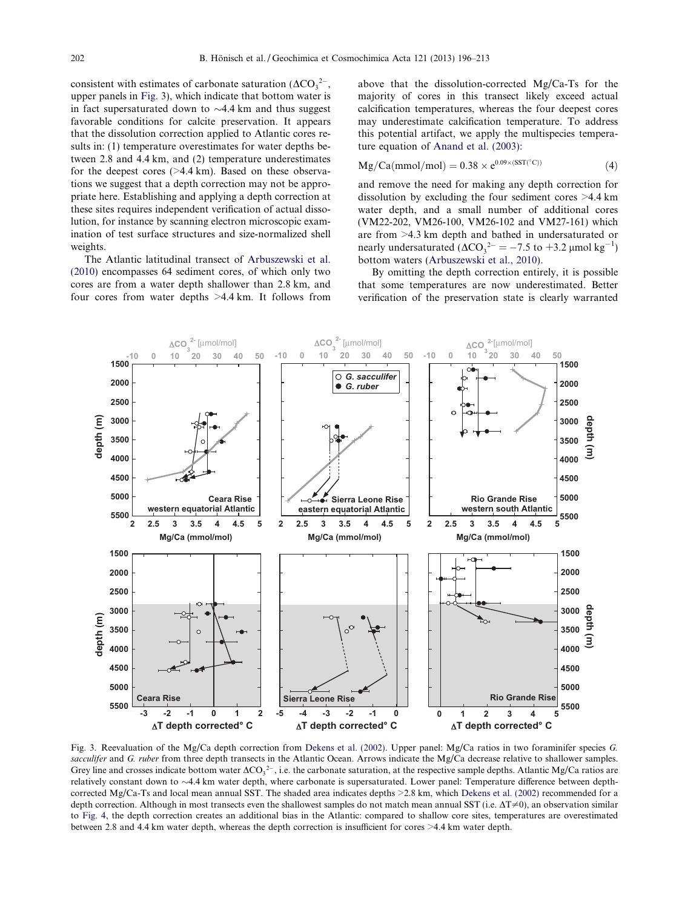consistent with estimates of carbonate saturation ($\Delta CO_3^{2-}$, upper panels in Fig. 3), which indicate that bottom water is in fact supersaturated down to ~4.4 km and thus suggest favorable conditions for calcite preservation. It appears that the dissolution correction applied to Atlantic cores results in: (1) temperature overestimates for water depths between 2.8 and 4.4 km, and (2) temperature underestimates for the deepest cores (>4.4 km). Based on these observations we suggest that a depth correction may not be appropriate here. Establishing and applying a depth correction at these sites requires independent verification of actual dissolution, for instance by scanning electron microscopic examination of test surface structures and size-normalized shell weights.

The Atlantic latitudinal transect of Arbuszewski et al. (2010) encompasses 64 sediment cores, of which only two cores are from a water depth shallower than 2.8 km, and four cores from water depths >4.4 km. It follows from above that the dissolution-corrected Mg/Ca-Ts for the majority of cores in this transect likely exceed actual calcification temperatures, whereas the four deepest cores may underestimate calcification temperature. To address this potential artifact, we apply the multispecies temperature equation of Anand et al. (2003):

$$Mg/Ca(mmol/mol) = 0.38 \times e^{0.09 \times (SST(^{\circ}C))} \quad (4)$$

and remove the need for making any depth correction for dissolution by excluding the four sediment cores >4.4 km water depth, and a small number of additional cores (VM22-202, VM26-100, VM26-102 and VM27-161) which are from >4.3 km depth and bathed in undersaturated or nearly undersaturated ($\Delta CO_3^{2-} = -7.5$ to $+3.2$ μmol kg$^{-1}$) bottom waters (Arbuszewski et al., 2010).

By omitting the depth correction entirely, it is possible that some temperatures are now underestimated. Better verification of the preservation state is clearly warranted

Fig. 3. Reevaluation of the Mg/Ca depth correction from Dekens et al. (2002). Upper panel: Mg/Ca ratios in two foraminifer species *G. sacculifer* and *G. ruber* from three depth transects in the Atlantic Ocean. Arrows indicate the Mg/Ca decrease relative to shallower samples. Grey line and crosses indicate bottom water $\Delta CO_3^{2-}$, i.e. the carbonate saturation, at the respective sample depths. Atlantic Mg/Ca ratios are relatively constant down to ~4.4 km water depth, where carbonate is supersaturated. Lower panel: Temperature difference between depth-corrected Mg/Ca-Ts and local mean annual SST. The shaded area indicates depths >2.8 km, which Dekens et al. (2002) recommended for a depth correction. Although in most transects even the shallowest samples do not match mean annual SST (i.e. $\Delta T \neq 0$), an observation similar to Fig. 4, the depth correction creates an additional bias in the Atlantic: compared to shallow core sites, temperatures are overestimated between 2.8 and 4.4 km water depth, whereas the depth correction is insufficient for cores >4.4 km water depth.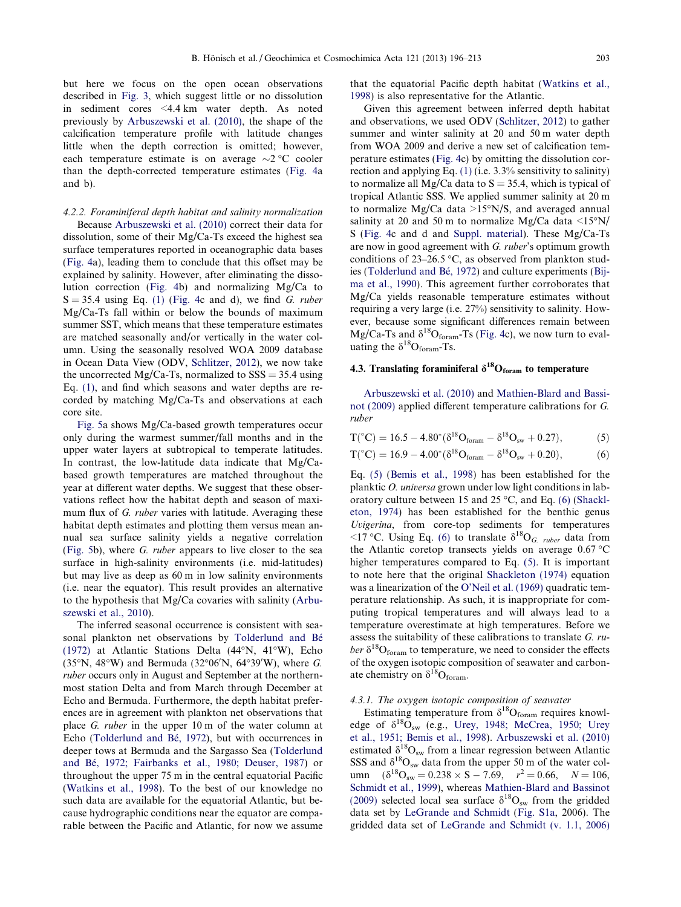but here we focus on the open ocean observations described in Fig. 3, which suggest little or no dissolution in sediment cores <4.4 km water depth. As noted previously by Arbuszewski et al. (2010), the shape of the calcification temperature profile with latitude changes little when the depth correction is omitted; however, each temperature estimate is on average ~2 °C cooler than the depth-corrected temperature estimates (Fig. 4a and b).

#### 4.2.2. Foraminiferal depth habitat and salinity normalization

Because Arbuszewski et al. (2010) correct their data for dissolution, some of their Mg/Ca-Ts exceed the highest sea surface temperatures reported in oceanographic data bases (Fig. 4a), leading them to conclude that this offset may be explained by salinity. However, after eliminating the dissolution correction (Fig. 4b) and normalizing Mg/Ca to S = 35.4 using Eq. (1) (Fig. 4c and d), we find *G. ruber* Mg/Ca-Ts fall within or below the bounds of maximum summer SST, which means that these temperature estimates are matched seasonally and/or vertically in the water column. Using the seasonally resolved WOA 2009 database in Ocean Data View (ODV, Schlitzer, 2012), we now take the uncorrected Mg/Ca-Ts, normalized to SSS = 35.4 using Eq. (1), and find which seasons and water depths are recorded by matching Mg/Ca-Ts and observations at each core site.

Fig. 5a shows Mg/Ca-based growth temperatures occur only during the warmest summer/fall months and in the upper water layers at subtropical to temperate latitudes. In contrast, the low-latitude data indicate that Mg/Ca-based growth temperatures are matched throughout the year at different water depths. We suggest that these observations reflect how the habitat depth and season of maximum flux of *G. ruber* varies with latitude. Averaging these habitat depth estimates and plotting them versus mean annual sea surface salinity yields a negative correlation (Fig. 5b), where *G. ruber* appears to live closer to the sea surface in high-salinity environments (i.e. mid-latitudes) but may live as deep as 60 m in low salinity environments (i.e. near the equator). This result provides an alternative to the hypothesis that Mg/Ca covaries with salinity (Arbuszewski et al., 2010).

The inferred seasonal occurrence is consistent with seasonal plankton net observations by Tolderlund and Bé (1972) at Atlantic Stations Delta (44°N, 41°W), Echo (35°N, 48°W) and Bermuda (32°06′N, 64°39′W), where *G. ruber* occurs only in August and September at the northernmost station Delta and from March through December at Echo and Bermuda. Furthermore, the depth habitat preferences are in agreement with plankton net observations that place *G. ruber* in the upper 10 m of the water column at Echo (Tolderlund and Bé, 1972), but with occurrences in deeper tows at Bermuda and the Sargasso Sea (Tolderlund and Bé, 1972; Fairbanks et al., 1980; Deuser, 1987) or throughout the upper 75 m in the central equatorial Pacific (Watkins et al., 1998). To the best of our knowledge no such data are available for the equatorial Atlantic, but because hydrographic conditions near the equator are comparable between the Pacific and Atlantic, for now we assume that the equatorial Pacific depth habitat (Watkins et al., 1998) is also representative for the Atlantic.

Given this agreement between inferred depth habitat and observations, we used ODV (Schlitzer, 2012) to gather summer and winter salinity at 20 and 50 m water depth from WOA 2009 and derive a new set of calcification temperature estimates (Fig. 4c) by omitting the dissolution correction and applying Eq. (1) (i.e. 3.3% sensitivity to salinity) to normalize all Mg/Ca data to S = 35.4, which is typical of tropical Atlantic SSS. We applied summer salinity at 20 m to normalize Mg/Ca data >15°N/S, and averaged annual salinity at 20 and 50 m to normalize Mg/Ca data <15°N/S (Fig. 4c and d and Suppl. material). These Mg/Ca-Ts are now in good agreement with *G. ruber*'s optimum growth conditions of 23–26.5 °C, as observed from plankton studies (Tolderlund and Bé, 1972) and culture experiments (Bijma et al., 1990). This agreement further corroborates that Mg/Ca yields reasonable temperature estimates without requiring a very large (i.e. 27%) sensitivity to salinity. However, because some significant differences remain between Mg/Ca-Ts and $\delta^{18}O_{foram}$-Ts (Fig. 4c), we now turn to evaluating the $\delta^{18}O_{foram}$-Ts.

### 4.3. Translating foraminiferal $\delta^{18}O_{foram}$ to temperature

Arbuszewski et al. (2010) and Mathien-Blard and Bassinot (2009) applied different temperature calibrations for *G. ruber*

$$T(^{\circ}C) = 16.5 - 4.80^{*}(\delta^{18}O_{foram} - \delta^{18}O_{sw} + 0.27), \quad (5)$$

$$T(^{\circ}C) = 16.9 - 4.00^{*}(\delta^{18}O_{foram} - \delta^{18}O_{sw} + 0.20), \quad (6)$$

Eq. (5) (Bemis et al., 1998) has been established for the planktic *O. universa* grown under low light conditions in laboratory culture between 15 and 25 °C, and Eq. (6) (Shackleton, 1974) has been established for the benthic genus *Uvigerina*, from core-top sediments for temperatures <17 °C. Using Eq. (6) to translate $\delta^{18}O_{G.\ ruber}$ data from the Atlantic coretop transects yields on average 0.67 °C higher temperatures compared to Eq. (5). It is important to note here that the original Shackleton (1974) equation was a linearization of the O'Neil et al. (1969) quadratic temperature relationship. As such, it is inappropriate for computing tropical temperatures and will always lead to a temperature overestimate at high temperatures. Before we assess the suitability of these calibrations to translate *G. ruber* $\delta^{18}O_{foram}$ to temperature, we need to consider the effects of the oxygen isotopic composition of seawater and carbonate chemistry on $\delta^{18}O_{foram}$.

#### 4.3.1. The oxygen isotopic composition of seawater

Estimating temperature from $\delta^{18}O_{foram}$ requires knowledge of $\delta^{18}O_{sw}$ (e.g., Urey, 1948; McCrea, 1950; Urey et al., 1951; Bemis et al., 1998). Arbuszewski et al. (2010) estimated $\delta^{18}O_{sw}$ from a linear regression between Atlantic SSS and $\delta^{18}O_{sw}$ data from the upper 50 m of the water column ($\delta^{18}O_{sw} = 0.238 \times S - 7.69$, $r^2 = 0.66$, $N = 106$, Schmidt et al., 1999), whereas Mathien-Blard and Bassinot (2009) selected local sea surface $\delta^{18}O_{sw}$ from the gridded data set by LeGrande and Schmidt (Fig. S1a, 2006). The gridded data set of LeGrande and Schmidt (v. 1.1, 2006)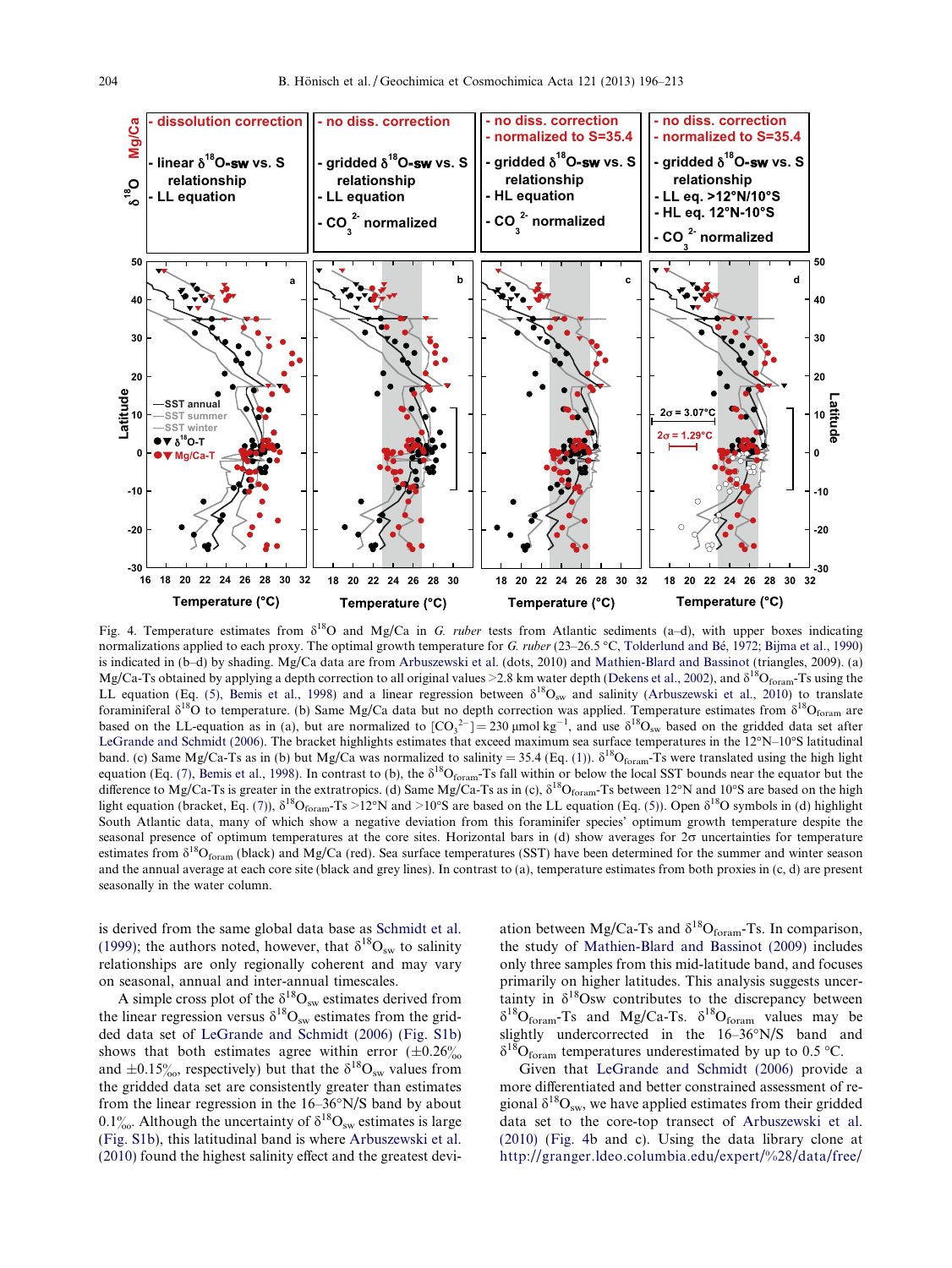Fig. 4. Temperature estimates from $\delta^{18}O$ and Mg/Ca in *G. ruber* tests from Atlantic sediments (a–d), with upper boxes indicating normalizations applied to each proxy. The optimal growth temperature for *G. ruber* (23–26.5 °C, Tolderlund and Bé, 1972; Bijma et al., 1990) is indicated in (b–d) by shading. Mg/Ca data are from Arbuszewski et al. (dots, 2010) and Mathien-Blard and Bassinot (triangles, 2009). (a) Mg/Ca-Ts obtained by applying a depth correction to all original values >2.8 km water depth (Dekens et al., 2002), and $\delta^{18}O_{foram}$-Ts using the LL equation (Eq. (5), Bemis et al., 1998) and a linear regression between $\delta^{18}O_{sw}$ and salinity (Arbuszewski et al., 2010) to translate foraminiferal $\delta^{18}O$ to temperature. (b) Same Mg/Ca data but no depth correction was applied. Temperature estimates from $\delta^{18}O_{foram}$ are based on the LL-equation as in (a), but are normalized to $[CO_3^{2-}] = 230$ μmol kg$^{-1}$, and use $\delta^{18}O_{sw}$ based on the gridded data set after LeGrande and Schmidt (2006). The bracket highlights estimates that exceed maximum sea surface temperatures in the 12°N–10°S latitudinal band. (c) Same Mg/Ca-Ts as in (b) but Mg/Ca was normalized to salinity = 35.4 (Eq. (1)). $\delta^{18}O_{foram}$-Ts were translated using the high light equation (Eq. (7), Bemis et al., 1998). In contrast to (b), the $\delta^{18}O_{foram}$-Ts fall within or below the local SST bounds near the equator but the difference to Mg/Ca-Ts is greater in the extratropics. (d) Same Mg/Ca-Ts as in (c), $\delta^{18}O_{foram}$-Ts between 12°N and 10°S are based on the high light equation (bracket, Eq. (7)), $\delta^{18}O_{foram}$-Ts >12°N and >10°S are based on the LL equation (Eq. (5)). Open $\delta^{18}O$ symbols in (d) highlight South Atlantic data, many of which show a negative deviation from this foraminifer species' optimum growth temperature despite the seasonal presence of optimum temperatures at the core sites. Horizontal bars in (d) show averages for 2σ uncertainties for temperature estimates from $\delta^{18}O_{foram}$ (black) and Mg/Ca (red). Sea surface temperatures (SST) have been determined for the summer and winter season and the annual average at each core site (black and grey lines). In contrast to (a), temperature estimates from both proxies in (c, d) are present seasonally in the water column.

is derived from the same global data base as Schmidt et al. (1999); the authors noted, however, that $\delta^{18}O_{sw}$ to salinity relationships are only regionally coherent and may vary on seasonal, annual and inter-annual timescales.

A simple cross plot of the $\delta^{18}O_{sw}$ estimates derived from the linear regression versus $\delta^{18}O_{sw}$ estimates from the gridded data set of LeGrande and Schmidt (2006) (Fig. S1b) shows that both estimates agree within error (±0.26‰ and ±0.15‰, respectively) but that the $\delta^{18}O_{sw}$ values from the gridded data set are consistently greater than estimates from the linear regression in the 16–36°N/S band by about 0.1‰. Although the uncertainty of $\delta^{18}O_{sw}$ estimates is large (Fig. S1b), this latitudinal band is where Arbuszewski et al. (2010) found the highest salinity effect and the greatest deviation between Mg/Ca-Ts and $\delta^{18}O_{foram}$-Ts. In comparison, the study of Mathien-Blard and Bassinot (2009) includes only three samples from this mid-latitude band, and focuses primarily on higher latitudes. This analysis suggests uncertainty in $\delta^{18}O_{sw}$ contributes to the discrepancy between $\delta^{18}O_{foram}$-Ts and Mg/Ca-Ts. $\delta^{18}O_{foram}$ values may be slightly undercorrected in the 16–36°N/S band and $\delta^{18}O_{foram}$ temperatures underestimated by up to 0.5 °C.

Given that LeGrande and Schmidt (2006) provide a more differentiated and better constrained assessment of regional $\delta^{18}O_{sw}$, we have applied estimates from their gridded data set to the core-top transect of Arbuszewski et al. (2010) (Fig. 4b and c). Using the data library clone at http://granger.ldeo.columbia.edu/expert/%28/data/free/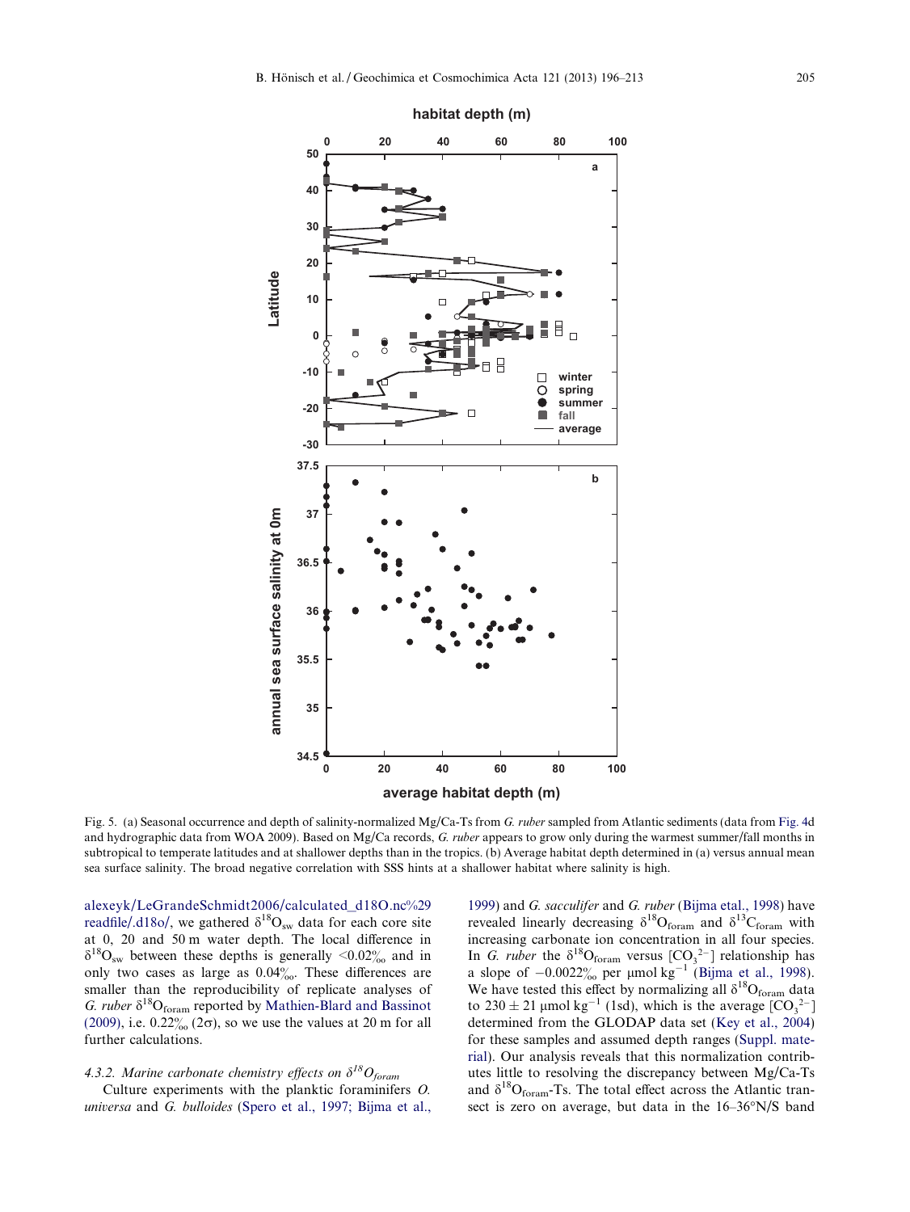Fig. 5. (a) Seasonal occurrence and depth of salinity-normalized Mg/Ca-Ts from *G. ruber* sampled from Atlantic sediments (data from Fig. 4d and hydrographic data from WOA 2009). Based on Mg/Ca records, *G. ruber* appears to grow only during the warmest summer/fall months in subtropical to temperate latitudes and at shallower depths than in the tropics. (b) Average habitat depth determined in (a) versus annual mean sea surface salinity. The broad negative correlation with SSS hints at a shallower habitat where salinity is high.

alexeyk/LeGrandeSchmidt2006/calculated_d18O.nc%29 readfile/.d18o/, we gathered $\delta^{18}O_{sw}$ data for each core site at 0, 20 and 50 m water depth. The local difference in $\delta^{18}O_{sw}$ between these depths is generally <0.02‰ and in only two cases as large as 0.04‰. These differences are smaller than the reproducibility of replicate analyses of *G. ruber* $\delta^{18}O_{foram}$ reported by Mathien-Blard and Bassinot (2009), i.e. 0.22‰ (2σ), so we use the values at 20 m for all further calculations.

#### 4.3.2. Marine carbonate chemistry effects on $\delta^{18}O_{foram}$

Culture experiments with the planktic foraminifers *O. universa* and *G. bulloides* (Spero et al., 1997; Bijma et al., 1999) and *G. sacculifer* and *G. ruber* (Bijma etal., 1998) have revealed linearly decreasing $\delta^{18}O_{foram}$ and $\delta^{13}C_{foram}$ with increasing carbonate ion concentration in all four species. In *G. ruber* the $\delta^{18}O_{foram}$ versus $[CO_3^{2-}]$ relationship has a slope of −0.0022‰ per μmol kg$^{-1}$ (Bijma et al., 1998). We have tested this effect by normalizing all $\delta^{18}O_{foram}$ data to 230 ± 21 μmol kg$^{-1}$ (1sd), which is the average $[CO_3^{2-}]$ determined from the GLODAP data set (Key et al., 2004) for these samples and assumed depth ranges (Suppl. material). Our analysis reveals that this normalization contributes little to resolving the discrepancy between Mg/Ca-Ts and $\delta^{18}O_{foram}$-Ts. The total effect across the Atlantic transect is zero on average, but data in the 16–36°N/S band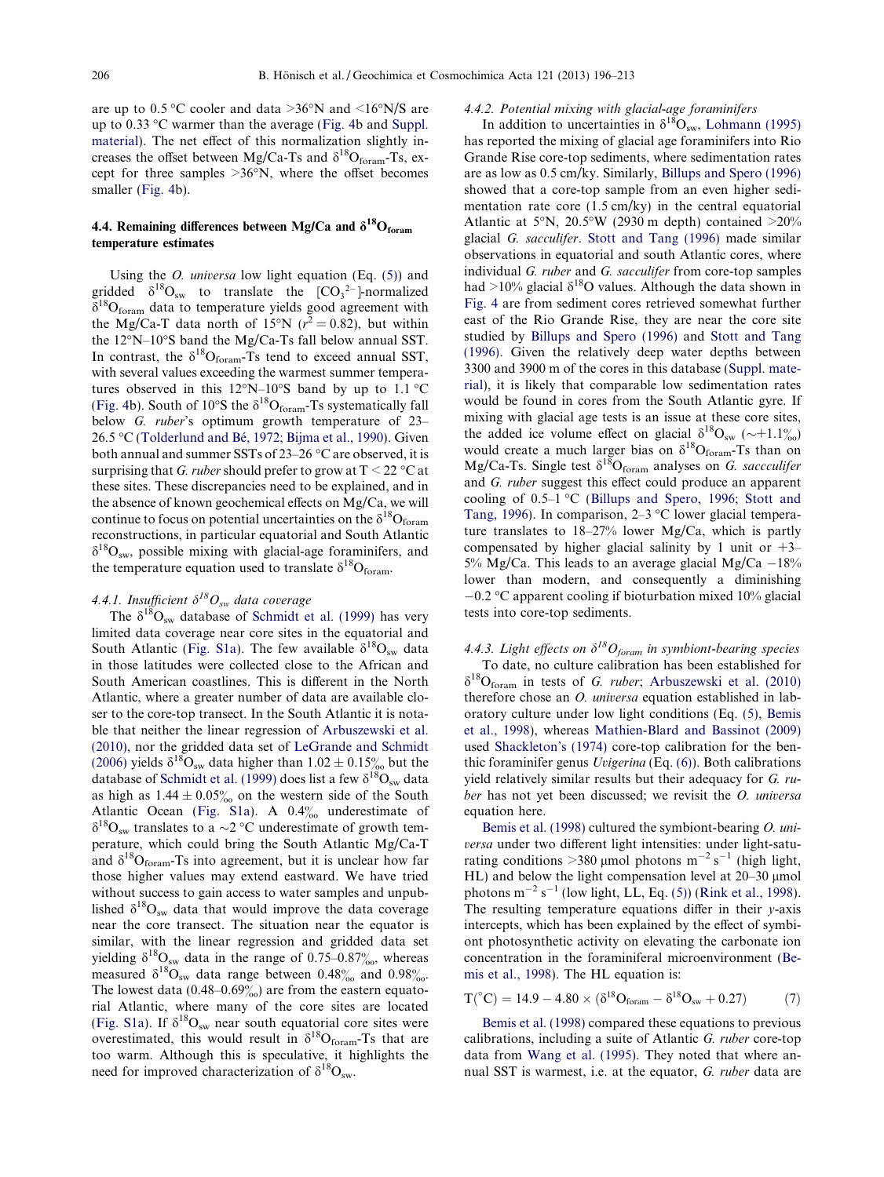are up to 0.5 °C cooler and data >36°N and <16°N/S are up to 0.33 °C warmer than the average (Fig. 4b and Suppl. material). The net effect of this normalization slightly increases the offset between Mg/Ca-Ts and $\delta^{18}O_{foram}$-Ts, except for three samples >36°N, where the offset becomes smaller (Fig. 4b).

### 4.4. Remaining differences between Mg/Ca and $\delta^{18}O_{foram}$ temperature estimates

Using the *O. universa* low light equation (Eq. (5)) and gridded $\delta^{18}O_{sw}$ to translate the $[CO_3^{2-}]$-normalized $\delta^{18}O_{foram}$ data to temperature yields good agreement with the Mg/Ca-T data north of 15°N ($r^2 = 0.82$), but within the 12°N–10°S band the Mg/Ca-Ts fall below annual SST. In contrast, the $\delta^{18}O_{foram}$-Ts tend to exceed annual SST, with several values exceeding the warmest summer temperatures observed in this 12°N–10°S band by up to 1.1 °C (Fig. 4b). South of 10°S the $\delta^{18}O_{foram}$-Ts systematically fall below *G. ruber*'s optimum growth temperature of 23–26.5 °C (Tolderlund and Bé, 1972; Bijma et al., 1990). Given both annual and summer SSTs of 23–26 °C are observed, it is surprising that *G. ruber* should prefer to grow at T < 22 °C at these sites. These discrepancies need to be explained, and in the absence of known geochemical effects on Mg/Ca, we will continue to focus on potential uncertainties on the $\delta^{18}O_{foram}$ reconstructions, in particular equatorial and South Atlantic $\delta^{18}O_{sw}$, possible mixing with glacial-age foraminifers, and the temperature equation used to translate $\delta^{18}O_{foram}$.

#### 4.4.1. Insufficient $\delta^{18}O_{sw}$ data coverage

The $\delta^{18}O_{sw}$ database of Schmidt et al. (1999) has very limited data coverage near core sites in the equatorial and South Atlantic (Fig. S1a). The few available $\delta^{18}O_{sw}$ data in those latitudes were collected close to the African and South American coastlines. This is different in the North Atlantic, where a greater number of data are available closer to the core-top transect. In the South Atlantic it is notable that neither the linear regression of Arbuszewski et al. (2010), nor the gridded data set of LeGrande and Schmidt (2006) yields $\delta^{18}O_{sw}$ data higher than 1.02 ± 0.15‰ but the database of Schmidt et al. (1999) does list a few $\delta^{18}O_{sw}$ data as high as 1.44 ± 0.05‰ on the western side of the South Atlantic Ocean (Fig. S1a). A 0.4‰ underestimate of $\delta^{18}O_{sw}$ translates to a ~2 °C underestimate of growth temperature, which could bring the South Atlantic Mg/Ca-T and $\delta^{18}O_{foram}$-Ts into agreement, but it is unclear how far those higher values may extend eastward. We have tried without success to gain access to water samples and unpublished $\delta^{18}O_{sw}$ data that would improve the data coverage near the core transect. The situation near the equator is similar, with the linear regression and gridded data set yielding $\delta^{18}O_{sw}$ data in the range of 0.75–0.87‰, whereas measured $\delta^{18}O_{sw}$ data range between 0.48‰ and 0.98‰. The lowest data (0.48–0.69‰) are from the eastern equatorial Atlantic, where many of the core sites are located (Fig. S1a). If $\delta^{18}O_{sw}$ near south equatorial core sites were overestimated, this would result in $\delta^{18}O_{foram}$-Ts that are too warm. Although this is speculative, it highlights the need for improved characterization of $\delta^{18}O_{sw}$.

#### 4.4.2. Potential mixing with glacial-age foraminifers

In addition to uncertainties in $\delta^{18}O_{sw}$, Lohmann (1995) has reported the mixing of glacial age foraminifers into Rio Grande Rise core-top sediments, where sedimentation rates are as low as 0.5 cm/ky. Similarly, Billups and Spero (1996) showed that a core-top sample from an even higher sedimentation rate core (1.5 cm/ky) in the central equatorial Atlantic at 5°N, 20.5°W (2930 m depth) contained >20% glacial *G. sacculifer*. Stott and Tang (1996) made similar observations in equatorial and south Atlantic cores, where individual *G. ruber* and *G. sacculifer* from core-top samples had >10% glacial $\delta^{18}O$ values. Although the data shown in Fig. 4 are from sediment cores retrieved somewhat further east of the Rio Grande Rise, they are near the core site studied by Billups and Spero (1996) and Stott and Tang (1996). Given the relatively deep water depths between 3300 and 3900 m of the cores in this database (Suppl. material), it is likely that comparable low sedimentation rates would be found in cores from the South Atlantic gyre. If mixing with glacial age tests is an issue at these core sites, the added ice volume effect on glacial $\delta^{18}O_{sw}$ (~+1.1‰) would create a much larger bias on $\delta^{18}O_{foram}$-Ts than on Mg/Ca-Ts. Single test $\delta^{18}O_{foram}$ analyses on *G. saccculifer* and *G. ruber* suggest this effect could produce an apparent cooling of 0.5–1 °C (Billups and Spero, 1996; Stott and Tang, 1996). In comparison, 2–3 °C lower glacial temperature translates to 18–27% lower Mg/Ca, which is partly compensated by higher glacial salinity by 1 unit or +3–5% Mg/Ca. This leads to an average glacial Mg/Ca −18% lower than modern, and consequently a diminishing −0.2 °C apparent cooling if bioturbation mixed 10% glacial tests into core-top sediments.

#### 4.4.3. Light effects on $\delta^{18}O_{foram}$ in symbiont-bearing species

To date, no culture calibration has been established for $\delta^{18}O_{foram}$ in tests of *G. ruber*; Arbuszewski et al. (2010) therefore chose an *O. universa* equation established in laboratory culture under low light conditions (Eq. (5), Bemis et al., 1998), whereas Mathien-Blard and Bassinot (2009) used Shackleton's (1974) core-top calibration for the benthic foraminifer genus *Uvigerina* (Eq. (6)). Both calibrations yield relatively similar results but their adequacy for *G. ruber* has not yet been discussed; we revisit the *O. universa* equation here.

Bemis et al. (1998) cultured the symbiont-bearing *O. universa* under two different light intensities: under light-saturating conditions >380 μmol photons m$^{-2}$ s$^{-1}$ (high light, HL) and below the light compensation level at 20–30 μmol photons m$^{-2}$ s$^{-1}$ (low light, LL, Eq. (5)) (Rink et al., 1998). The resulting temperature equations differ in their *y*-axis intercepts, which has been explained by the effect of symbiont photosynthetic activity on elevating the carbonate ion concentration in the foraminiferal microenvironment (Bemis et al., 1998). The HL equation is:

$$T(^\circ C) = 14.9 - 4.80 \times (\delta^{18}O_{foram} - \delta^{18}O_{sw} + 0.27) \qquad (7)$$

Bemis et al. (1998) compared these equations to previous calibrations, including a suite of Atlantic *G. ruber* core-top data from Wang et al. (1995). They noted that where annual SST is warmest, i.e. at the equator, *G. ruber* data are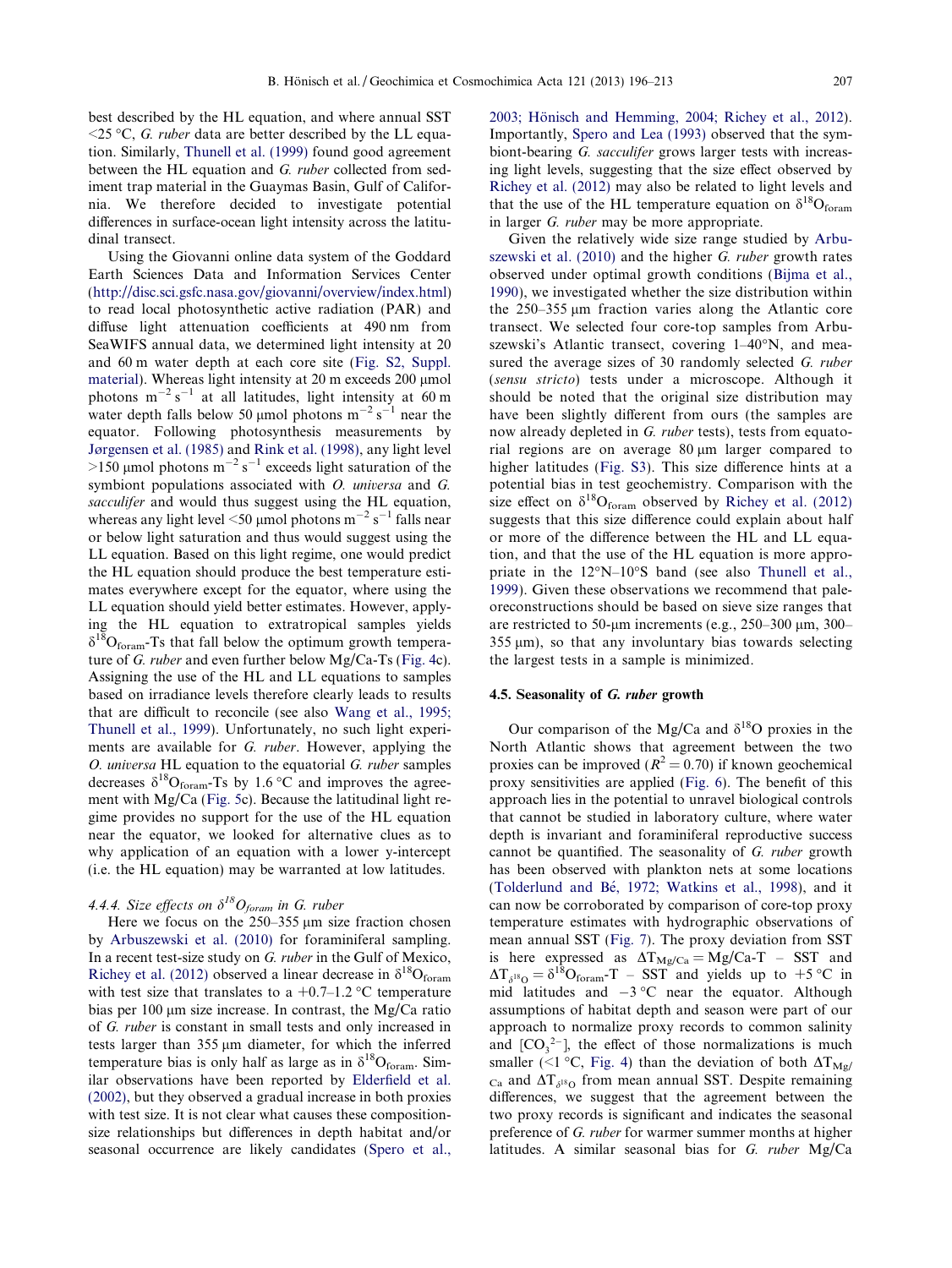best described by the HL equation, and where annual SST <25 °C, *G. ruber* data are better described by the LL equation. Similarly, Thunell et al. (1999) found good agreement between the HL equation and *G. ruber* collected from sediment trap material in the Guaymas Basin, Gulf of California. We therefore decided to investigate potential differences in surface-ocean light intensity across the latitudinal transect.

Using the Giovanni online data system of the Goddard Earth Sciences Data and Information Services Center (http://disc.sci.gsfc.nasa.gov/giovanni/overview/index.html) to read local photosynthetic active radiation (PAR) and diffuse light attenuation coefficients at 490 nm from SeaWIFS annual data, we determined light intensity at 20 and 60 m water depth at each core site (Fig. S2, Suppl. material). Whereas light intensity at 20 m exceeds 200 μmol photons $m^{-2}\,s^{-1}$ at all latitudes, light intensity at 60 m water depth falls below 50 μmol photons $m^{-2}\,s^{-1}$ near the equator. Following photosynthesis measurements by Jørgensen et al. (1985) and Rink et al. (1998), any light level >150 μmol photons $m^{-2}\,s^{-1}$ exceeds light saturation of the symbiont populations associated with *O. universa* and *G. sacculifer* and would thus suggest using the HL equation, whereas any light level <50 μmol photons $m^{-2}\,s^{-1}$ falls near or below light saturation and thus would suggest using the LL equation. Based on this light regime, one would predict the HL equation should produce the best temperature estimates everywhere except for the equator, where using the LL equation should yield better estimates. However, applying the HL equation to extratropical samples yields $\delta^{18}O_{foram}$-Ts that fall below the optimum growth temperature of *G. ruber* and even further below Mg/Ca-Ts (Fig. 4c). Assigning the use of the HL and LL equations to samples based on irradiance levels therefore clearly leads to results that are difficult to reconcile (see also Wang et al., 1995; Thunell et al., 1999). Unfortunately, no such light experiments are available for *G. ruber*. However, applying the *O. universa* HL equation to the equatorial *G. ruber* samples decreases $\delta^{18}O_{foram}$-Ts by 1.6 °C and improves the agreement with Mg/Ca (Fig. 5c). Because the latitudinal light regime provides no support for the use of the HL equation near the equator, we looked for alternative clues as to why application of an equation with a lower y-intercept (i.e. the HL equation) may be warranted at low latitudes.

#### 4.4.4. Size effects on $\delta^{18}O_{foram}$ in *G. ruber*

Here we focus on the 250–355 μm size fraction chosen by Arbuszewski et al. (2010) for foraminiferal sampling. In a recent test-size study on *G. ruber* in the Gulf of Mexico, Richey et al. (2012) observed a linear decrease in $\delta^{18}O_{foram}$ with test size that translates to a +0.7–1.2 °C temperature bias per 100 μm size increase. In contrast, the Mg/Ca ratio of *G. ruber* is constant in small tests and only increased in tests larger than 355 μm diameter, for which the inferred temperature bias is only half as large as in $\delta^{18}O_{foram}$. Similar observations have been reported by Elderfield et al. (2002), but they observed a gradual increase in both proxies with test size. It is not clear what causes these composition-size relationships but differences in depth habitat and/or seasonal occurrence are likely candidates (Spero et al., 2003; Hönisch and Hemming, 2004; Richey et al., 2012). Importantly, Spero and Lea (1993) observed that the symbiont-bearing *G. sacculifer* grows larger tests with increasing light levels, suggesting that the size effect observed by Richey et al. (2012) may also be related to light levels and that the use of the HL temperature equation on $\delta^{18}O_{foram}$ in larger *G. ruber* may be more appropriate.

Given the relatively wide size range studied by Arbuszewski et al. (2010) and the higher *G. ruber* growth rates observed under optimal growth conditions (Bijma et al., 1990), we investigated whether the size distribution within the 250–355 μm fraction varies along the Atlantic core transect. We selected four core-top samples from Arbuszewski's Atlantic transect, covering 1–40°N, and measured the average sizes of 30 randomly selected *G. ruber* (*sensu stricto*) tests under a microscope. Although it should be noted that the original size distribution may have been slightly different from ours (the samples are now already depleted in *G. ruber* tests), tests from equatorial regions are on average 80 μm larger compared to higher latitudes (Fig. S3). This size difference hints at a potential bias in test geochemistry. Comparison with the size effect on $\delta^{18}O_{foram}$ observed by Richey et al. (2012) suggests that this size difference could explain about half or more of the difference between the HL and LL equation, and that the use of the HL equation is more appropriate in the 12°N–10°S band (see also Thunell et al., 1999). Given these observations we recommend that paleoreconstructions should be based on sieve size ranges that are restricted to 50-μm increments (e.g., 250–300 μm, 300–355 μm), so that any involuntary bias towards selecting the largest tests in a sample is minimized.

### 4.5. Seasonality of *G. ruber* growth

Our comparison of the Mg/Ca and $\delta^{18}O$ proxies in the North Atlantic shows that agreement between the two proxies can be improved ($R^2 = 0.70$) if known geochemical proxy sensitivities are applied (Fig. 6). The benefit of this approach lies in the potential to unravel biological controls that cannot be studied in laboratory culture, where water depth is invariant and foraminiferal reproductive success cannot be quantified. The seasonality of *G. ruber* growth has been observed with plankton nets at some locations (Tolderlund and Bé, 1972; Watkins et al., 1998), and it can now be corroborated by comparison of core-top proxy temperature estimates with hydrographic observations of mean annual SST (Fig. 7). The proxy deviation from SST is here expressed as $\Delta T_{Mg/Ca}$ = Mg/Ca-T – SST and $\Delta T_{\delta^{18}O} = \delta^{18}O_{foram}$-T – SST and yields up to +5 °C in mid latitudes and −3 °C near the equator. Although assumptions of habitat depth and season were part of our approach to normalize proxy records to common salinity and $[CO_3^{2-}]$, the effect of those normalizations is much smaller (<1 °C, Fig. 4) than the deviation of both $\Delta T_{Mg/Ca}$ and $\Delta T_{\delta^{18}O}$ from mean annual SST. Despite remaining differences, we suggest that the agreement between the two proxy records is significant and indicates the seasonal preference of *G. ruber* for warmer summer months at higher latitudes. A similar seasonal bias for *G. ruber* Mg/Ca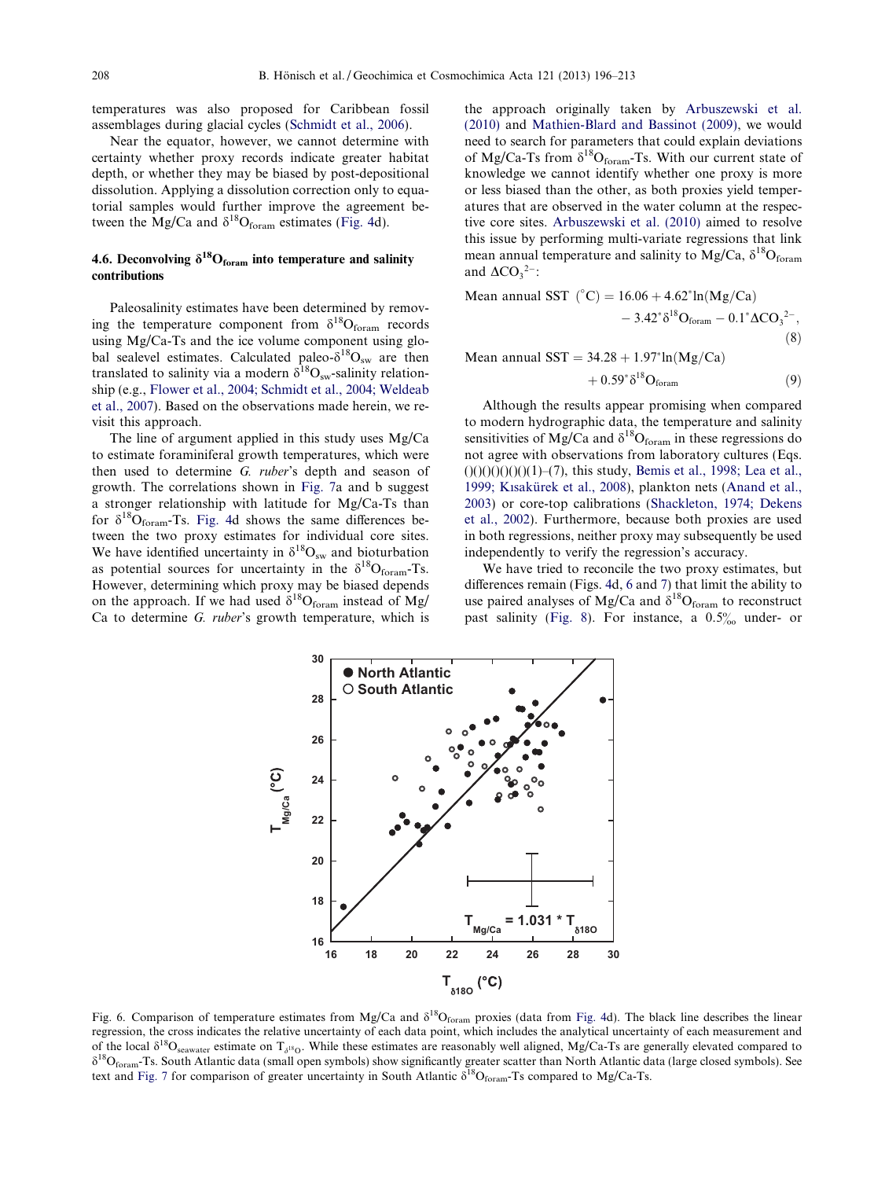temperatures was also proposed for Caribbean fossil assemblages during glacial cycles (Schmidt et al., 2006).

Near the equator, however, we cannot determine with certainty whether proxy records indicate greater habitat depth, or whether they may be biased by post-depositional dissolution. Applying a dissolution correction only to equatorial samples would further improve the agreement between the Mg/Ca and $\delta^{18}O_{foram}$ estimates (Fig. 4d).

### 4.6. Deconvolving $\delta^{18}O_{foram}$ into temperature and salinity contributions

Paleosalinity estimates have been determined by removing the temperature component from $\delta^{18}O_{foram}$ records using Mg/Ca-Ts and the ice volume component using global sealevel estimates. Calculated paleo-$\delta^{18}O_{sw}$ are then translated to salinity via a modern $\delta^{18}O_{sw}$-salinity relationship (e.g., Flower et al., 2004; Schmidt et al., 2004; Weldeab et al., 2007). Based on the observations made herein, we revisit this approach.

The line of argument applied in this study uses Mg/Ca to estimate foraminiferal growth temperatures, which were then used to determine *G. ruber*'s depth and season of growth. The correlations shown in Fig. 7a and b suggest a stronger relationship with latitude for Mg/Ca-Ts than for $\delta^{18}O_{foram}$-Ts. Fig. 4d shows the same differences between the two proxy estimates for individual core sites. We have identified uncertainty in $\delta^{18}O_{sw}$ and bioturbation as potential sources for uncertainty in the $\delta^{18}O_{foram}$-Ts. However, determining which proxy may be biased depends on the approach. If we had used $\delta^{18}O_{foram}$ instead of Mg/Ca to determine *G. ruber*'s growth temperature, which is the approach originally taken by Arbuszewski et al. (2010) and Mathien-Blard and Bassinot (2009), we would need to search for parameters that could explain deviations of Mg/Ca-Ts from $\delta^{18}O_{foram}$-Ts. With our current state of knowledge we cannot identify whether one proxy is more or less biased than the other, as both proxies yield temperatures that are observed in the water column at the respective core sites. Arbuszewski et al. (2010) aimed to resolve this issue by performing multi-variate regressions that link mean annual temperature and salinity to Mg/Ca, $\delta^{18}O_{foram}$ and $\Delta CO_3^{2-}$:

$$\text{Mean annual SST } (^{\circ}\text{C}) = 16.06 + 4.62^{*}\ln(\text{Mg/Ca}) - 3.42^{*}\delta^{18}O_{foram} - 0.1^{*}\Delta CO_3^{2-}, \quad (8)$$

$$\text{Mean annual SST} = 34.28 + 1.97^{*}\ln(\text{Mg/Ca}) + 0.59^{*}\delta^{18}O_{foram} \quad (9)$$

Although the results appear promising when compared to modern hydrographic data, the temperature and salinity sensitivities of Mg/Ca and $\delta^{18}O_{foram}$ in these regressions do not agree with observations from laboratory cultures (Eqs. ()()()()()()()(1)–(7), this study, Bemis et al., 1998; Lea et al., 1999; Kısakürek et al., 2008), plankton nets (Anand et al., 2003) or core-top calibrations (Shackleton, 1974; Dekens et al., 2002). Furthermore, because both proxies are used in both regressions, neither proxy may subsequently be used independently to verify the regression's accuracy.

We have tried to reconcile the two proxy estimates, but differences remain (Figs. 4d, 6 and 7) that limit the ability to use paired analyses of Mg/Ca and $\delta^{18}O_{foram}$ to reconstruct past salinity (Fig. 8). For instance, a 0.5‰ under- or

Fig. 6. Comparison of temperature estimates from Mg/Ca and $\delta^{18}O_{foram}$ proxies (data from Fig. 4d). The black line describes the linear regression, the cross indicates the relative uncertainty of each data point, which includes the analytical uncertainty of each measurement and of the local $\delta^{18}O_{seawater}$ estimate on $T_{\delta^{18}O}$. While these estimates are reasonably well aligned, Mg/Ca-Ts are generally elevated compared to $\delta^{18}O_{foram}$-Ts. South Atlantic data (small open symbols) show significantly greater scatter than North Atlantic data (large closed symbols). See text and Fig. 7 for comparison of greater uncertainty in South Atlantic $\delta^{18}O_{foram}$-Ts compared to Mg/Ca-Ts.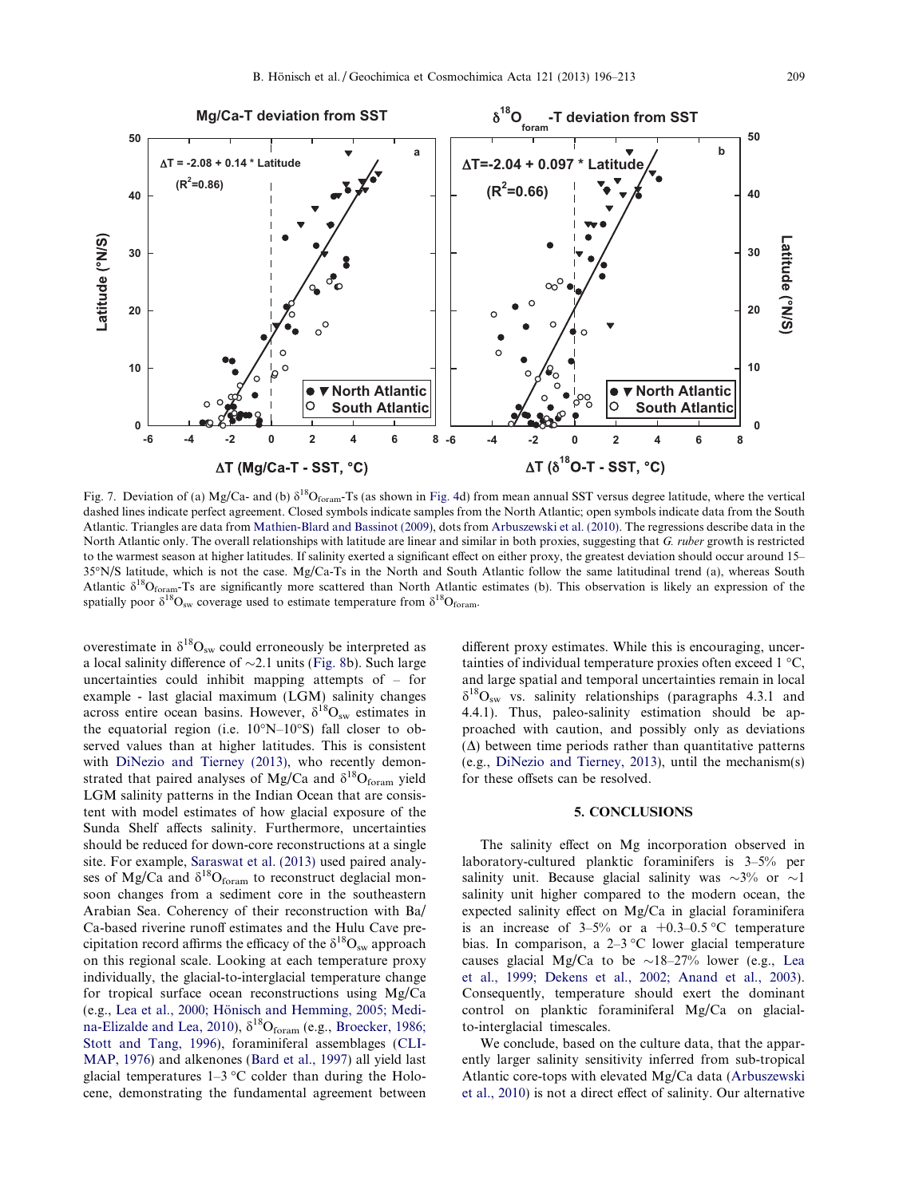Fig. 7. Deviation of (a) Mg/Ca- and (b) $\delta^{18}O_{foram}$-Ts (as shown in Fig. 4d) from mean annual SST versus degree latitude, where the vertical dashed lines indicate perfect agreement. Closed symbols indicate samples from the North Atlantic; open symbols indicate data from the South Atlantic. Triangles are data from Mathien-Blard and Bassinot (2009), dots from Arbuszewski et al. (2010). The regressions describe data in the North Atlantic only. The overall relationships with latitude are linear and similar in both proxies, suggesting that *G. ruber* growth is restricted to the warmest season at higher latitudes. If salinity exerted a significant effect on either proxy, the greatest deviation should occur around 15–35°N/S latitude, which is not the case. Mg/Ca-Ts in the North and South Atlantic follow the same latitudinal trend (a), whereas South Atlantic $\delta^{18}O_{foram}$-Ts are significantly more scattered than North Atlantic estimates (b). This observation is likely an expression of the spatially poor $\delta^{18}O_{sw}$ coverage used to estimate temperature from $\delta^{18}O_{foram}$.

overestimate in $\delta^{18}O_{sw}$ could erroneously be interpreted as a local salinity difference of ~2.1 units (Fig. 8b). Such large uncertainties could inhibit mapping attempts of – for example - last glacial maximum (LGM) salinity changes across entire ocean basins. However, $\delta^{18}O_{sw}$ estimates in the equatorial region (i.e. 10°N–10°S) fall closer to observed values than at higher latitudes. This is consistent with DiNezio and Tierney (2013), who recently demonstrated that paired analyses of Mg/Ca and $\delta^{18}O_{foram}$ yield LGM salinity patterns in the Indian Ocean that are consistent with model estimates of how glacial exposure of the Sunda Shelf affects salinity. Furthermore, uncertainties should be reduced for down-core reconstructions at a single site. For example, Saraswat et al. (2013) used paired analyses of Mg/Ca and $\delta^{18}O_{foram}$ to reconstruct deglacial monsoon changes from a sediment core in the southeastern Arabian Sea. Coherency of their reconstruction with Ba/Ca-based riverine runoff estimates and the Hulu Cave precipitation record affirms the efficacy of the $\delta^{18}O_{sw}$ approach on this regional scale. Looking at each temperature proxy individually, the glacial-to-interglacial temperature change for tropical surface ocean reconstructions using Mg/Ca (e.g., Lea et al., 2000; Hönisch and Hemming, 2005; Medina-Elizalde and Lea, 2010), $\delta^{18}O_{foram}$ (e.g., Broecker, 1986; Stott and Tang, 1996), foraminiferal assemblages (CLIMAP, 1976) and alkenones (Bard et al., 1997) all yield last glacial temperatures 1–3 °C colder than during the Holocene, demonstrating the fundamental agreement between different proxy estimates. While this is encouraging, uncertainties of individual temperature proxies often exceed 1 °C, and large spatial and temporal uncertainties remain in local $\delta^{18}O_{sw}$ vs. salinity relationships (paragraphs 4.3.1 and 4.4.1). Thus, paleo-salinity estimation should be approached with caution, and possibly only as deviations (Δ) between time periods rather than quantitative patterns (e.g., DiNezio and Tierney, 2013), until the mechanism(s) for these offsets can be resolved.

## 5. CONCLUSIONS

The salinity effect on Mg incorporation observed in laboratory-cultured planktic foraminifers is 3–5% per salinity unit. Because glacial salinity was ~3% or ~1 salinity unit higher compared to the modern ocean, the expected salinity effect on Mg/Ca in glacial foraminifera is an increase of 3–5% or a +0.3–0.5 °C temperature bias. In comparison, a 2–3 °C lower glacial temperature causes glacial Mg/Ca to be ~18–27% lower (e.g., Lea et al., 1999; Dekens et al., 2002; Anand et al., 2003). Consequently, temperature should exert the dominant control on planktic foraminiferal Mg/Ca on glacial-to-interglacial timescales.

We conclude, based on the culture data, that the apparently larger salinity sensitivity inferred from sub-tropical Atlantic core-tops with elevated Mg/Ca data (Arbuszewski et al., 2010) is not a direct effect of salinity. Our alternative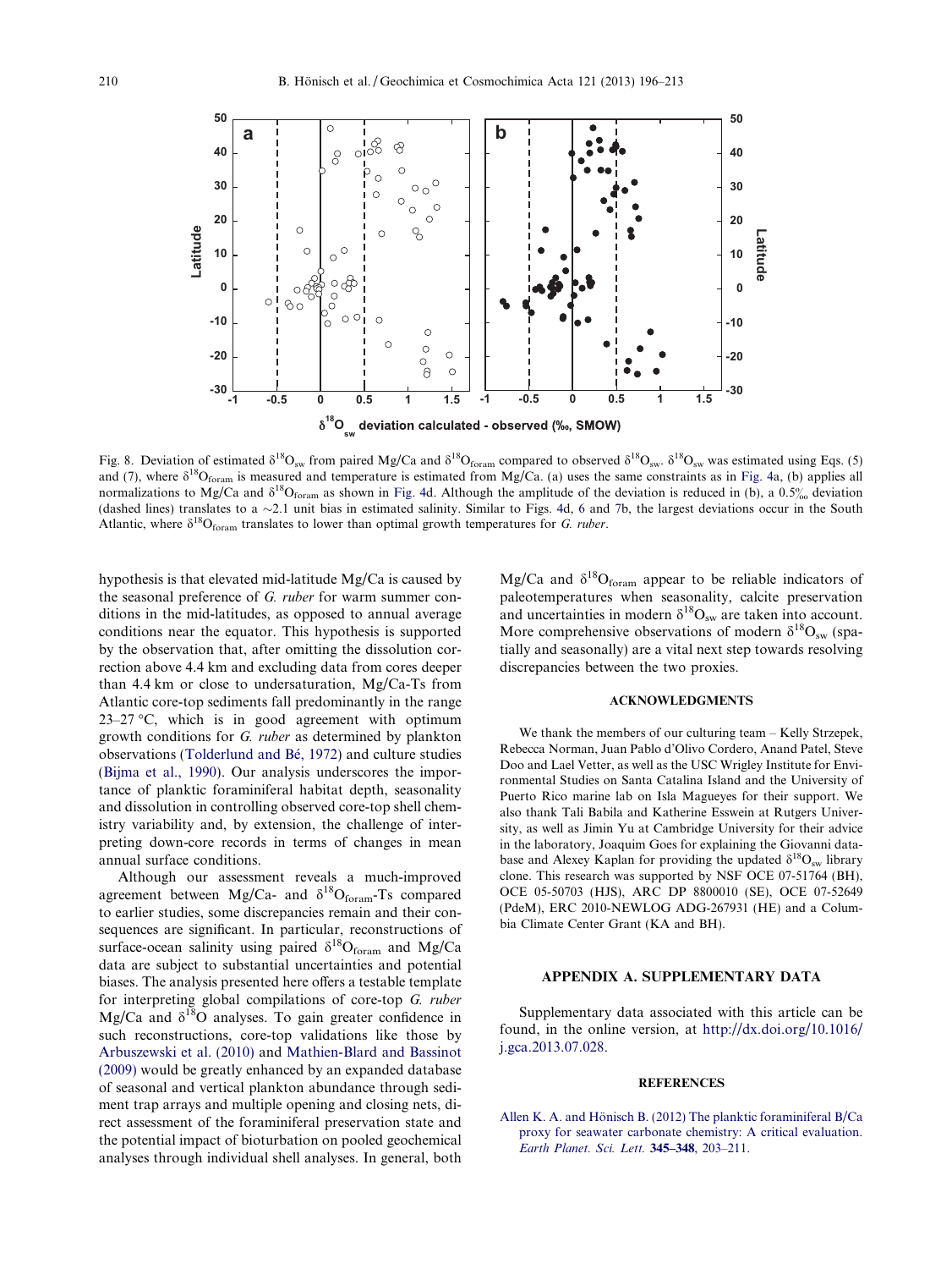Fig. 8. Deviation of estimated $\delta^{18}O_{sw}$ from paired Mg/Ca and $\delta^{18}O_{foram}$ compared to observed $\delta^{18}O_{sw}$. $\delta^{18}O_{sw}$ was estimated using Eqs. (5) and (7), where $\delta^{18}O_{foram}$ is measured and temperature is estimated from Mg/Ca. (a) uses the same constraints as in Fig. 4a, (b) applies all normalizations to Mg/Ca and $\delta^{18}O_{foram}$ as shown in Fig. 4d. Although the amplitude of the deviation is reduced in (b), a 0.5‰ deviation (dashed lines) translates to a ~2.1 unit bias in estimated salinity. Similar to Figs. 4d, 6 and 7b, the largest deviations occur in the South Atlantic, where $\delta^{18}O_{foram}$ translates to lower than optimal growth temperatures for *G. ruber*.

hypothesis is that elevated mid-latitude Mg/Ca is caused by the seasonal preference of *G. ruber* for warm summer conditions in the mid-latitudes, as opposed to annual average conditions near the equator. This hypothesis is supported by the observation that, after omitting the dissolution correction above 4.4 km and excluding data from cores deeper than 4.4 km or close to undersaturation, Mg/Ca-Ts from Atlantic core-top sediments fall predominantly in the range 23–27 °C, which is in good agreement with optimum growth conditions for *G. ruber* as determined by plankton observations (Tolderlund and Bé, 1972) and culture studies (Bijma et al., 1990). Our analysis underscores the importance of planktic foraminiferal habitat depth, seasonality and dissolution in controlling observed core-top shell chemistry variability and, by extension, the challenge of interpreting down-core records in terms of changes in mean annual surface conditions.

Although our assessment reveals a much-improved agreement between Mg/Ca- and $\delta^{18}O_{foram}$-Ts compared to earlier studies, some discrepancies remain and their consequences are significant. In particular, reconstructions of surface-ocean salinity using paired $\delta^{18}O_{foram}$ and Mg/Ca data are subject to substantial uncertainties and potential biases. The analysis presented here offers a testable template for interpreting global compilations of core-top *G. ruber* Mg/Ca and $\delta^{18}O$ analyses. To gain greater confidence in such reconstructions, core-top validations like those by Arbuszewski et al. (2010) and Mathien-Blard and Bassinot (2009) would be greatly enhanced by an expanded database of seasonal and vertical plankton abundance through sediment trap arrays and multiple opening and closing nets, direct assessment of the foraminiferal preservation state and the potential impact of bioturbation on pooled geochemical analyses through individual shell analyses. In general, both Mg/Ca and $\delta^{18}O_{foram}$ appear to be reliable indicators of paleotemperatures when seasonality, calcite preservation and uncertainties in modern $\delta^{18}O_{sw}$ are taken into account. More comprehensive observations of modern $\delta^{18}O_{sw}$ (spatially and seasonally) are a vital next step towards resolving discrepancies between the two proxies.

## ACKNOWLEDGMENTS

We thank the members of our culturing team – Kelly Strzepek, Rebecca Norman, Juan Pablo d'Olivo Cordero, Anand Patel, Steve Doo and Lael Vetter, as well as the USC Wrigley Institute for Environmental Studies on Santa Catalina Island and the University of Puerto Rico marine lab on Isla Magueyes for their support. We also thank Tali Babila and Katherine Esswein at Rutgers University, as well as Jimin Yu at Cambridge University for their advice in the laboratory, Joaquim Goes for explaining the Giovanni database and Alexey Kaplan for providing the updated $\delta^{18}O_{sw}$ library clone. This research was supported by NSF OCE 07-51764 (BH), OCE 05-50703 (HJS), ARC DP 8800010 (SE), OCE 07-52649 (PdeM), ERC 2010-NEWLOG ADG-267931 (HE) and a Columbia Climate Center Grant (KA and BH).

## APPENDIX A. SUPPLEMENTARY DATA

Supplementary data associated with this article can be found, in the online version, at http://dx.doi.org/10.1016/j.gca.2013.07.028.

## REFERENCES

Allen K. A. and Hönisch B. (2012) The planktic foraminiferal B/Ca proxy for seawater carbonate chemistry: A critical evaluation. *Earth Planet. Sci. Lett.* **345–348**, 203–211.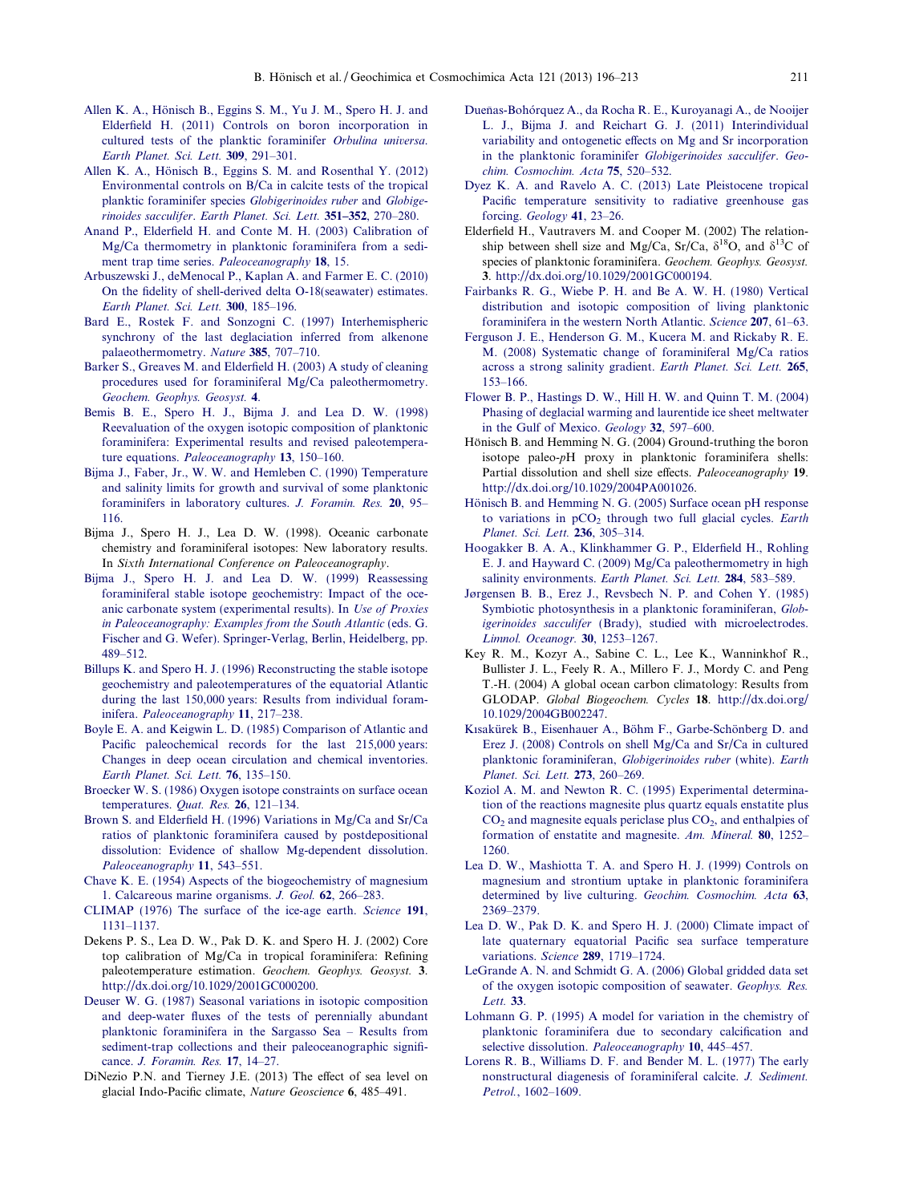Allen K. A., Hönisch B., Eggins S. M., Yu J. M., Spero H. J. and Elderfield H. (2011) Controls on boron incorporation in cultured tests of the planktic foraminifer *Orbulina universa*. *Earth Planet. Sci. Lett.* **309**, 291–301.

Allen K. A., Hönisch B., Eggins S. M. and Rosenthal Y. (2012) Environmental controls on B/Ca in calcite tests of the tropical planktic foraminifer species *Globigerinoides ruber* and *Globigerinoides sacculifer*. *Earth Planet. Sci. Lett.* **351–352**, 270–280.

Anand P., Elderfield H. and Conte M. H. (2003) Calibration of Mg/Ca thermometry in planktonic foraminifera from a sediment trap time series. *Paleoceanography* **18**, 15.

Arbuszewski J., deMenocal P., Kaplan A. and Farmer E. C. (2010) On the fidelity of shell-derived delta O-18(seawater) estimates. *Earth Planet. Sci. Lett.* **300**, 185–196.

Bard E., Rostek F. and Sonzogni C. (1997) Interhemispheric synchrony of the last deglaciation inferred from alkenone palaeothermometry. *Nature* **385**, 707–710.

Barker S., Greaves M. and Elderfield H. (2003) A study of cleaning procedures used for foraminiferal Mg/Ca paleothermometry. *Geochem. Geophys. Geosyst.* **4**.

Bemis B. E., Spero H. J., Bijma J. and Lea D. W. (1998) Reevaluation of the oxygen isotopic composition of planktonic foraminifera: Experimental results and revised paleotemperature equations. *Paleoceanography* **13**, 150–160.

Bijma J., Faber, Jr., W. W. and Hemleben C. (1990) Temperature and salinity limits for growth and survival of some planktonic foraminifers in laboratory cultures. *J. Foramin. Res.* **20**, 95–116.

Bijma J., Spero H. J., Lea D. W. (1998). Oceanic carbonate chemistry and foraminiferal isotopes: New laboratory results. In *Sixth International Conference on Paleoceanography*.

Bijma J., Spero H. J. and Lea D. W. (1999) Reassessing foraminiferal stable isotope geochemistry: Impact of the oceanic carbonate system (experimental results). In *Use of Proxies in Paleoceanography: Examples from the South Atlantic* (eds. G. Fischer and G. Wefer). Springer-Verlag, Berlin, Heidelberg, pp. 489–512.

Billups K. and Spero H. J. (1996) Reconstructing the stable isotope geochemistry and paleotemperatures of the equatorial Atlantic during the last 150,000 years: Results from individual foraminifera. *Paleoceanography* **11**, 217–238.

Boyle E. A. and Keigwin L. D. (1985) Comparison of Atlantic and Pacific paleochemical records for the last 215,000 years: Changes in deep ocean circulation and chemical inventories. *Earth Planet. Sci. Lett.* **76**, 135–150.

Broecker W. S. (1986) Oxygen isotope constraints on surface ocean temperatures. *Quat. Res.* **26**, 121–134.

Brown S. and Elderfield H. (1996) Variations in Mg/Ca and Sr/Ca ratios of planktonic foraminifera caused by postdepositional dissolution: Evidence of shallow Mg-dependent dissolution. *Paleoceanography* **11**, 543–551.

Chave K. E. (1954) Aspects of the biogeochemistry of magnesium 1. Calcareous marine organisms. *J. Geol.* **62**, 266–283.

CLIMAP (1976) The surface of the ice-age earth. *Science* **191**, 1131–1137.

Dekens P. S., Lea D. W., Pak D. K. and Spero H. J. (2002) Core top calibration of Mg/Ca in tropical foraminifera: Refining paleotemperature estimation. *Geochem. Geophys. Geosyst.* **3**. http://dx.doi.org/10.1029/2001GC000200.

Deuser W. G. (1987) Seasonal variations in isotopic composition and deep-water fluxes of the tests of perennially abundant planktonic foraminifera in the Sargasso Sea – Results from sediment-trap collections and their paleoceanographic significance. *J. Foramin. Res.* **17**, 14–27.

DiNezio P.N. and Tierney J.E. (2013) The effect of sea level on glacial Indo-Pacific climate, *Nature Geoscience* **6**, 485–491.

Dueñas-Bohórquez A., da Rocha R. E., Kuroyanagi A., de Nooijer L. J., Bijma J. and Reichart G. J. (2011) Interindividual variability and ontogenetic effects on Mg and Sr incorporation in the planktonic foraminifer *Globigerinoides sacculifer*. *Geochim. Cosmochim. Acta* **75**, 520–532.

Dyez K. A. and Ravelo A. C. (2013) Late Pleistocene tropical Pacific temperature sensitivity to radiative greenhouse gas forcing. *Geology* **41**, 23–26.

Elderfield H., Vautravers M. and Cooper M. (2002) The relationship between shell size and Mg/Ca, Sr/Ca, $\delta^{18}O$, and $\delta^{13}C$ of species of planktonic foraminifera. *Geochem. Geophys. Geosyst.* **3**. http://dx.doi.org/10.1029/2001GC000194.

Fairbanks R. G., Wiebe P. H. and Be A. W. H. (1980) Vertical distribution and isotopic composition of living planktonic foraminifera in the western North Atlantic. *Science* **207**, 61–63.

Ferguson J. E., Henderson G. M., Kucera M. and Rickaby R. E. M. (2008) Systematic change of foraminiferal Mg/Ca ratios across a strong salinity gradient. *Earth Planet. Sci. Lett.* **265**, 153–166.

Flower B. P., Hastings D. W., Hill H. W. and Quinn T. M. (2004) Phasing of deglacial warming and laurentide ice sheet meltwater in the Gulf of Mexico. *Geology* **32**, 597–600.

Hönisch B. and Hemming N. G. (2004) Ground-truthing the boron isotope paleo-*p*H proxy in planktonic foraminifera shells: Partial dissolution and shell size effects. *Paleoceanography* **19**. http://dx.doi.org/10.1029/2004PA001026.

Hönisch B. and Hemming N. G. (2005) Surface ocean pH response to variations in $pCO_2$ through two full glacial cycles. *Earth Planet. Sci. Lett.* **236**, 305–314.

Hoogakker B. A. A., Klinkhammer G. P., Elderfield H., Rohling E. J. and Hayward C. (2009) Mg/Ca paleothermometry in high salinity environments. *Earth Planet. Sci. Lett.* **284**, 583–589.

Jørgensen B. B., Erez J., Revsbech N. P. and Cohen Y. (1985) Symbiotic photosynthesis in a planktonic foraminiferan, *Globigerinoides sacculifer* (Brady), studied with microelectrodes. *Limnol. Oceanogr.* **30**, 1253–1267.

Key R. M., Kozyr A., Sabine C. L., Lee K., Wanninkhof R., Bullister J. L., Feely R. A., Millero F. J., Mordy C. and Peng T.-H. (2004) A global ocean carbon climatology: Results from GLODAP. *Global Biogeochem. Cycles* **18**. http://dx.doi.org/10.1029/2004GB002247.

Kısakürek B., Eisenhauer A., Böhm F., Garbe-Schönberg D. and Erez J. (2008) Controls on shell Mg/Ca and Sr/Ca in cultured planktonic foraminiferan, *Globigerinoides ruber* (white). *Earth Planet. Sci. Lett.* **273**, 260–269.

Koziol A. M. and Newton R. C. (1995) Experimental determination of the reactions magnesite plus quartz equals enstatite plus $CO_2$ and magnesite equals periclase plus $CO_2$, and enthalpies of formation of enstatite and magnesite. *Am. Mineral.* **80**, 1252–1260.

Lea D. W., Mashiotta T. A. and Spero H. J. (1999) Controls on magnesium and strontium uptake in planktonic foraminifera determined by live culturing. *Geochim. Cosmochim. Acta* **63**, 2369–2379.

Lea D. W., Pak D. K. and Spero H. J. (2000) Climate impact of late quaternary equatorial Pacific sea surface temperature variations. *Science* **289**, 1719–1724.

LeGrande A. N. and Schmidt G. A. (2006) Global gridded data set of the oxygen isotopic composition of seawater. *Geophys. Res. Lett.* **33**.

Lohmann G. P. (1995) A model for variation in the chemistry of planktonic foraminifera due to secondary calcification and selective dissolution. *Paleoceanography* **10**, 445–457.

Lorens R. B., Williams D. F. and Bender M. L. (1977) The early nonstructural diagenesis of foraminiferal calcite. *J. Sediment. Petrol.*, 1602–1609.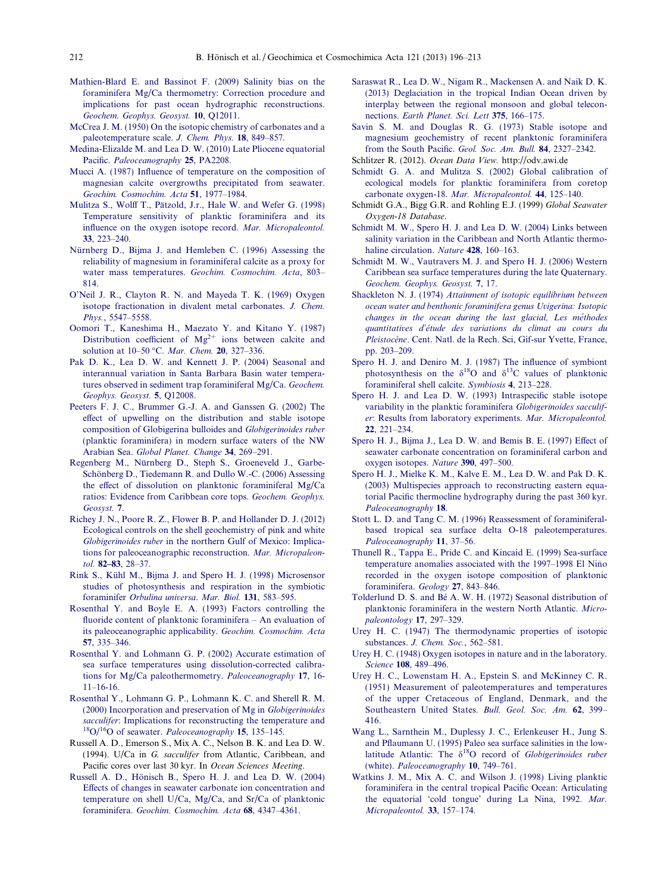Mathien-Blard E. and Bassinot F. (2009) Salinity bias on the foraminifera Mg/Ca thermometry: Correction procedure and implications for past ocean hydrographic reconstructions. *Geochem. Geophys. Geosyst.* **10**, Q12011.

McCrea J. M. (1950) On the isotopic chemistry of carbonates and a paleotemperature scale. *J. Chem. Phys.* **18**, 849–857.

Medina-Elizalde M. and Lea D. W. (2010) Late Pliocene equatorial Pacific. *Paleoceanography* **25**, PA2208.

Mucci A. (1987) Influence of temperature on the composition of magnesian calcite overgrowths precipitated from seawater. *Geochim. Cosmochim. Acta* **51**, 1977–1984.

Mulitza S., Wolff T., Pätzold, J.r., Hale W. and Wefer G. (1998) Temperature sensitivity of planktic foraminifera and its influence on the oxygen isotope record. *Mar. Micropaleontol.* **33**, 223–240.

Nürnberg D., Bijma J. and Hemleben C. (1996) Assessing the reliability of magnesium in foraminiferal calcite as a proxy for water mass temperatures. *Geochim. Cosmochim. Acta*, 803–814.

O'Neil J. R., Clayton R. N. and Mayeda T. K. (1969) Oxygen isotope fractionation in divalent metal carbonates. *J. Chem. Phys.*, 5547–5558.

Oomori T., Kaneshima H., Maezato Y. and Kitano Y. (1987) Distribution coefficient of $Mg^{2+}$ ions between calcite and solution at 10–50 °C. *Mar. Chem.* **20**, 327–336.

Pak D. K., Lea D. W. and Kennett J. P. (2004) Seasonal and interannual variation in Santa Barbara Basin water temperatures observed in sediment trap foraminiferal Mg/Ca. *Geochem. Geophys. Geosyst.* **5**, Q12008.

Peeters F. J. C., Brummer G.-J. A. and Ganssen G. (2002) The effect of upwelling on the distribution and stable isotope composition of Globigerina bulloides and *Globigerinoides ruber* (planktic foraminifera) in modern surface waters of the NW Arabian Sea. *Global Planet. Change* **34**, 269–291.

Regenberg M., Nürnberg D., Steph S., Groeneveld J., Garbe-Schönberg D., Tiedemann R. and Dullo W.-C. (2006) Assessing the effect of dissolution on planktonic foraminiferal Mg/Ca ratios: Evidence from Caribbean core tops. *Geochem. Geophys. Geosyst.* **7**.

Richey J. N., Poore R. Z., Flower B. P. and Hollander D. J. (2012) Ecological controls on the shell geochemistry of pink and white *Globigerinoides ruber* in the northern Gulf of Mexico: Implications for paleoceanographic reconstruction. *Mar. Micropaleontol.* **82–83**, 28–37.

Rink S., Kühl M., Bijma J. and Spero H. J. (1998) Microsensor studies of photosynthesis and respiration in the symbiotic foraminifer *Orbulina universa*. *Mar. Biol.* **131**, 583–595.

Rosenthal Y. and Boyle E. A. (1993) Factors controlling the fluoride content of planktonic foraminifera – An evaluation of its paleoceanographic applicability. *Geochim. Cosmochim. Acta* **57**, 335–346.

Rosenthal Y. and Lohmann G. P. (2002) Accurate estimation of sea surface temperatures using dissolution-corrected calibrations for Mg/Ca paleothermometry. *Paleoceanography* **17**, 16-11–16-16.

Rosenthal Y., Lohmann G. P., Lohmann K. C. and Sherell R. M. (2000) Incorporation and preservation of Mg in *Globigerinoides sacculifer*: Implications for reconstructing the temperature and $^{18}O/^{16}O$ of seawater. *Paleoceanography* **15**, 135–145.

Russell A. D., Emerson S., Mix A. C., Nelson B. K. and Lea D. W. (1994). U/Ca in *G. sacculifer* from Atlantic, Caribbean, and Pacific cores over last 30 kyr. In *Ocean Sciences Meeting*.

Russell A. D., Hönisch B., Spero H. J. and Lea D. W. (2004) Effects of changes in seawater carbonate ion concentration and temperature on shell U/Ca, Mg/Ca, and Sr/Ca of planktonic foraminifera. *Geochim. Cosmochim. Acta* **68**, 4347–4361.

Saraswat R., Lea D. W., Nigam R., Mackensen A. and Naik D. K. (2013) Deglaciation in the tropical Indian Ocean driven by interplay between the regional monsoon and global teleconnections. *Earth Planet. Sci. Lett* **375**, 166–175.

Savin S. M. and Douglas R. G. (1973) Stable isotope and magnesium geochemistry of recent planktonic foraminifera from the South Pacific. *Geol. Soc. Am. Bull.* **84**, 2327–2342.

Schlitzer R. (2012). *Ocean Data View*. http://odv.awi.de

Schmidt G. A. and Mulitza S. (2002) Global calibration of ecological models for planktic foraminifera from coretop carbonate oxygen-18. *Mar. Micropaleontol.* **44**, 125–140.

Schmidt G.A., Bigg G.R. and Rohling E.J. (1999) *Global Seawater Oxygen-18 Database*.

Schmidt M. W., Spero H. J. and Lea D. W. (2004) Links between salinity variation in the Caribbean and North Atlantic thermohaline circulation. *Nature* **428**, 160–163.

Schmidt M. W., Vautravers M. J. and Spero H. J. (2006) Western Caribbean sea surface temperatures during the late Quaternary. *Geochem. Geophys. Geosyst.* **7**, 17.

Shackleton N. J. (1974) *Attainment of isotopic equilibrium between ocean water and benthonic foraminifera genus Uvigerina: Isotopic changes in the ocean during the last glacial, Les méthodes quantitatives d'étude des variations du climat au cours du Pleistocène*. Cent. Natl. de la Rech. Sci, Gif-sur Yvette, France, pp. 203–209.

Spero H. J. and Deniro M. J. (1987) The influence of symbiont photosynthesis on the $\delta^{18}O$ and $\delta^{13}C$ values of planktonic foraminiferal shell calcite. *Symbiosis* **4**, 213–228.

Spero H. J. and Lea D. W. (1993) Intraspecific stable isotope variability in the planktic foraminifera *Globigerinoides sacculifer*: Results from laboratory experiments. *Mar. Micropaleontol.* **22**, 221–234.

Spero H. J., Bijma J., Lea D. W. and Bemis B. E. (1997) Effect of seawater carbonate concentration on foraminiferal carbon and oxygen isotopes. *Nature* **390**, 497–500.

Spero H. J., Mielke K. M., Kalve E. M., Lea D. W. and Pak D. K. (2003) Multispecies approach to reconstructing eastern equatorial Pacific thermocline hydrography during the past 360 kyr. *Paleoceanography* **18**.

Stott L. D. and Tang C. M. (1996) Reassessment of foraminiferal-based tropical sea surface delta O-18 paleotemperatures. *Paleoceanography* **11**, 37–56.

Thunell R., Tappa E., Pride C. and Kincaid E. (1999) Sea-surface temperature anomalies associated with the 1997–1998 El Niño recorded in the oxygen isotope composition of planktonic foraminifera. *Geology* **27**, 843–846.

Tolderlund D. S. and Bé A. W. H. (1972) Seasonal distribution of planktonic foraminifera in the western North Atlantic. *Micropaleontology* **17**, 297–329.

Urey H. C. (1947) The thermodynamic properties of isotopic substances. *J. Chem. Soc.*, 562–581.

Urey H. C. (1948) Oxygen isotopes in nature and in the laboratory. *Science* **108**, 489–496.

Urey H. C., Lowenstam H. A., Epstein S. and McKinney C. R. (1951) Measurement of paleotemperatures and temperatures of the upper Cretaceous of England, Denmark, and the Southeastern United States. *Bull. Geol. Soc. Am.* **62**, 399–416.

Wang L., Sarnthein M., Duplessy J. C., Erlenkeuser H., Jung S. and Pflaumann U. (1995) Paleo sea surface salinities in the low-latitude Atlantic: The $\delta^{18}O$ record of *Globigerinoides ruber* (white). *Paleoceanography* **10**, 749–761.

Watkins J. M., Mix A. C. and Wilson J. (1998) Living planktic foraminifera in the central tropical Pacific Ocean: Articulating the equatorial 'cold tongue' during La Nina, 1992. *Mar. Micropaleontol.* **33**, 157–174.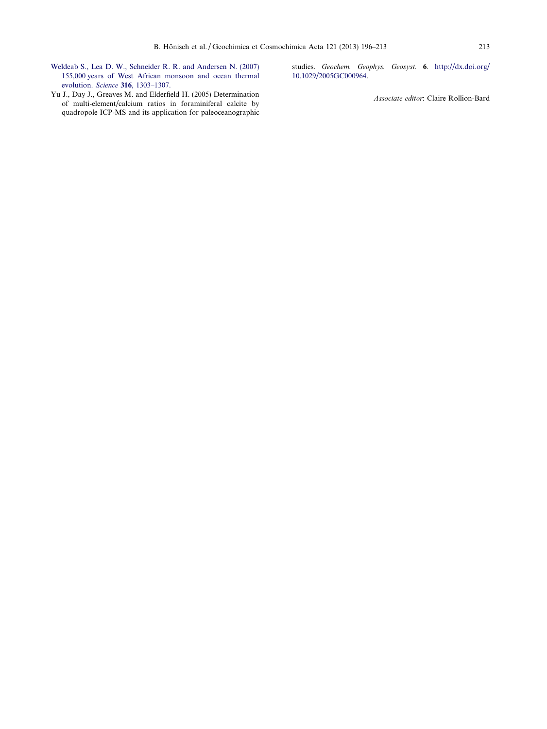Weldeab S., Lea D. W., Schneider R. R. and Andersen N. (2007) 155,000 years of West African monsoon and ocean thermal evolution. *Science* **316**, 1303–1307.

Yu J., Day J., Greaves M. and Elderfield H. (2005) Determination of multi-element/calcium ratios in foraminiferal calcite by quadropole ICP-MS and its application for paleoceanographic studies. *Geochem. Geophys. Geosyst.* **6**. http://dx.doi.org/10.1029/2005GC000964.

*Associate editor*: Claire Rollion-Bard